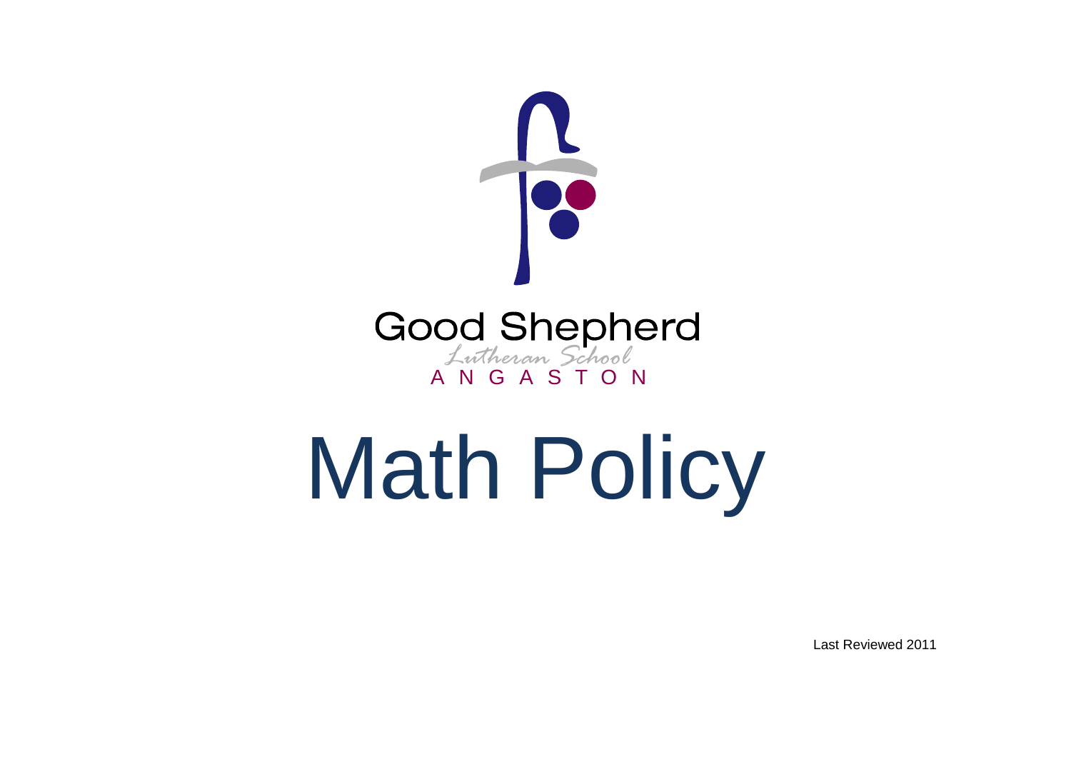Good Shepherd

Lutheran School

ANGASTON

# Math Policy

Last Reviewed 2011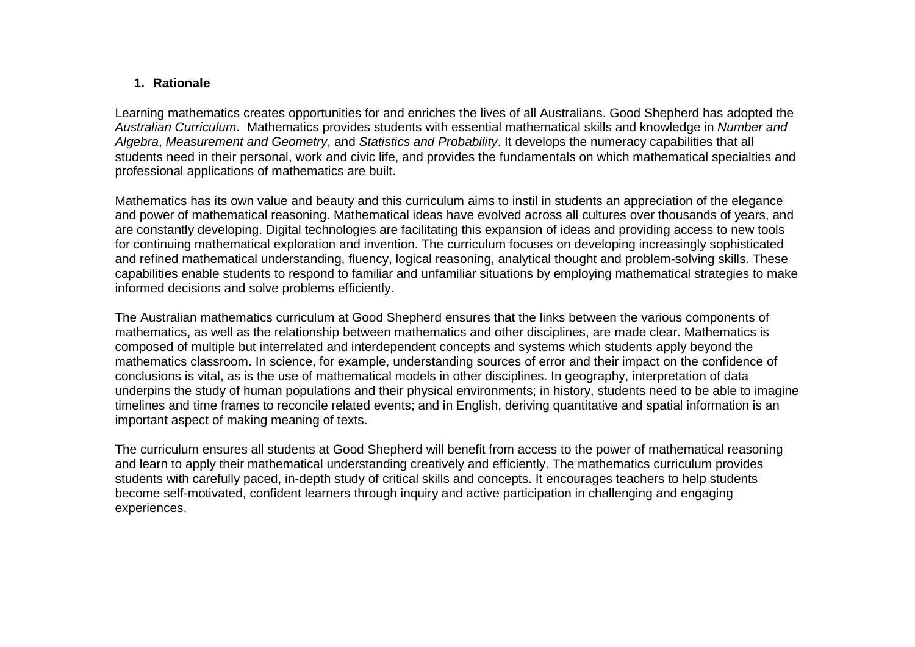## 1. Rationale

Learning mathematics creates opportunities for and enriches the lives of all Australians. Good Shepherd has adopted the *Australian Curriculum*. Mathematics provides students with essential mathematical skills and knowledge in *Number and Algebra*, *Measurement and Geometry*, and *Statistics and Probability*. It develops the numeracy capabilities that all students need in their personal, work and civic life, and provides the fundamentals on which mathematical specialties and professional applications of mathematics are built.

Mathematics has its own value and beauty and this curriculum aims to instil in students an appreciation of the elegance and power of mathematical reasoning. Mathematical ideas have evolved across all cultures over thousands of years, and are constantly developing. Digital technologies are facilitating this expansion of ideas and providing access to new tools for continuing mathematical exploration and invention. The curriculum focuses on developing increasingly sophisticated and refined mathematical understanding, fluency, logical reasoning, analytical thought and problem-solving skills. These capabilities enable students to respond to familiar and unfamiliar situations by employing mathematical strategies to make informed decisions and solve problems efficiently.

The Australian mathematics curriculum at Good Shepherd ensures that the links between the various components of mathematics, as well as the relationship between mathematics and other disciplines, are made clear. Mathematics is composed of multiple but interrelated and interdependent concepts and systems which students apply beyond the mathematics classroom. In science, for example, understanding sources of error and their impact on the confidence of conclusions is vital, as is the use of mathematical models in other disciplines. In geography, interpretation of data underpins the study of human populations and their physical environments; in history, students need to be able to imagine timelines and time frames to reconcile related events; and in English, deriving quantitative and spatial information is an important aspect of making meaning of texts.

The curriculum ensures all students at Good Shepherd will benefit from access to the power of mathematical reasoning and learn to apply their mathematical understanding creatively and efficiently. The mathematics curriculum provides students with carefully paced, in-depth study of critical skills and concepts. It encourages teachers to help students become self-motivated, confident learners through inquiry and active participation in challenging and engaging experiences.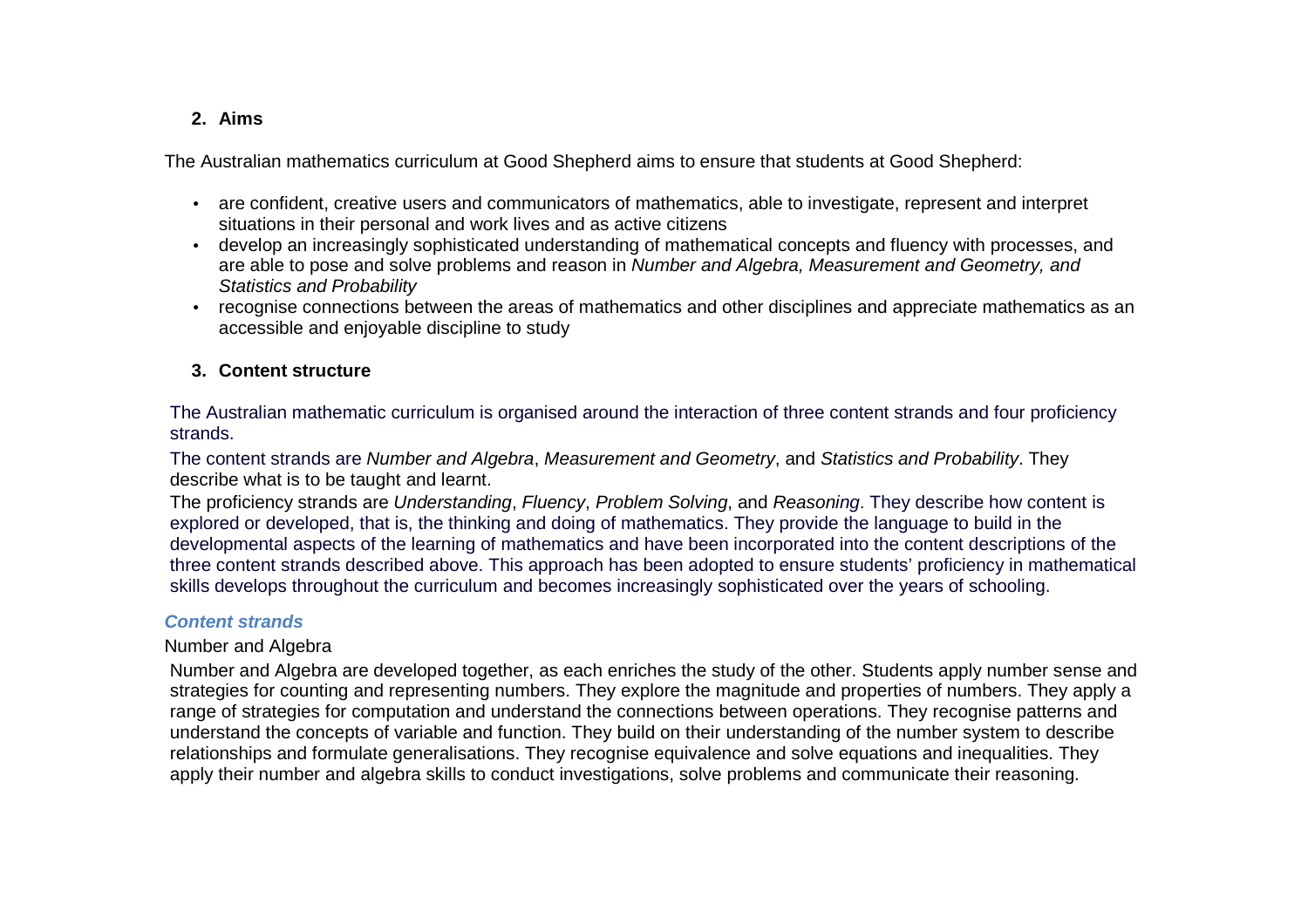## 2. Aims

The Australian mathematics curriculum at Good Shepherd aims to ensure that students at Good Shepherd:

- are confident, creative users and communicators of mathematics, able to investigate, represent and interpret situations in their personal and work lives and as active citizens
- develop an increasingly sophisticated understanding of mathematical concepts and fluency with processes, and are able to pose and solve problems and reason in *Number and Algebra, Measurement and Geometry, and Statistics and Probability*
- recognise connections between the areas of mathematics and other disciplines and appreciate mathematics as an accessible and enjoyable discipline to study

## 3. Content structure

The Australian mathematic curriculum is organised around the interaction of three content strands and four proficiency strands.

The content strands are *Number and Algebra*, *Measurement and Geometry*, and *Statistics and Probability*. They describe what is to be taught and learnt.

The proficiency strands are *Understanding*, *Fluency*, *Problem Solving*, and *Reasoning*. They describe how content is explored or developed, that is, the thinking and doing of mathematics. They provide the language to build in the developmental aspects of the learning of mathematics and have been incorporated into the content descriptions of the three content strands described above. This approach has been adopted to ensure students' proficiency in mathematical skills develops throughout the curriculum and becomes increasingly sophisticated over the years of schooling.

### *Content strands*

Number and Algebra

Number and Algebra are developed together, as each enriches the study of the other. Students apply number sense and strategies for counting and representing numbers. They explore the magnitude and properties of numbers. They apply a range of strategies for computation and understand the connections between operations. They recognise patterns and understand the concepts of variable and function. They build on their understanding of the number system to describe relationships and formulate generalisations. They recognise equivalence and solve equations and inequalities. They apply their number and algebra skills to conduct investigations, solve problems and communicate their reasoning.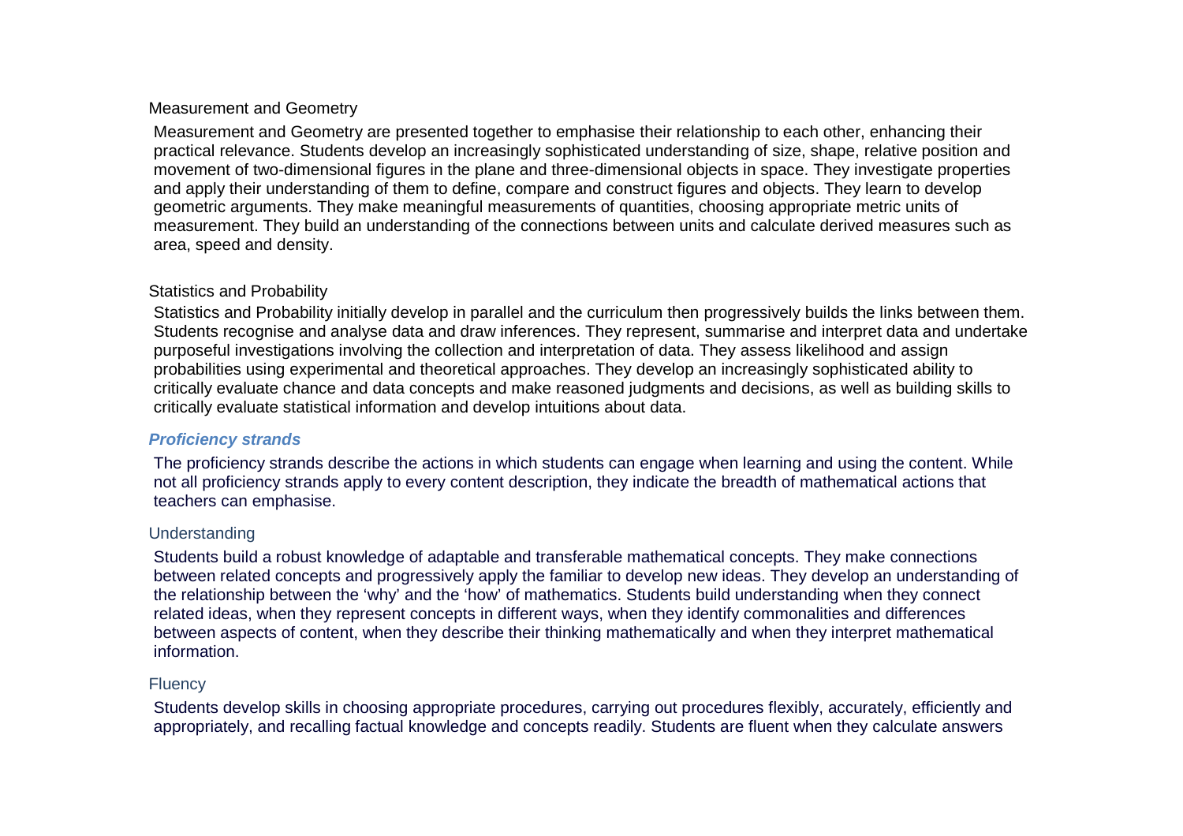### Measurement and Geometry

Measurement and Geometry are presented together to emphasise their relationship to each other, enhancing their practical relevance. Students develop an increasingly sophisticated understanding of size, shape, relative position and movement of two-dimensional figures in the plane and three-dimensional objects in space. They investigate properties and apply their understanding of them to define, compare and construct figures and objects. They learn to develop geometric arguments. They make meaningful measurements of quantities, choosing appropriate metric units of measurement. They build an understanding of the connections between units and calculate derived measures such as area, speed and density.

### Statistics and Probability

Statistics and Probability initially develop in parallel and the curriculum then progressively builds the links between them. Students recognise and analyse data and draw inferences. They represent, summarise and interpret data and undertake purposeful investigations involving the collection and interpretation of data. They assess likelihood and assign probabilities using experimental and theoretical approaches. They develop an increasingly sophisticated ability to critically evaluate chance and data concepts and make reasoned judgments and decisions, as well as building skills to critically evaluate statistical information and develop intuitions about data.

## *Proficiency strands*

The proficiency strands describe the actions in which students can engage when learning and using the content. While not all proficiency strands apply to every content description, they indicate the breadth of mathematical actions that teachers can emphasise.

### Understanding

Students build a robust knowledge of adaptable and transferable mathematical concepts. They make connections between related concepts and progressively apply the familiar to develop new ideas. They develop an understanding of the relationship between the 'why' and the 'how' of mathematics. Students build understanding when they connect related ideas, when they represent concepts in different ways, when they identify commonalities and differences between aspects of content, when they describe their thinking mathematically and when they interpret mathematical information.

### Fluency

Students develop skills in choosing appropriate procedures, carrying out procedures flexibly, accurately, efficiently and appropriately, and recalling factual knowledge and concepts readily. Students are fluent when they calculate answers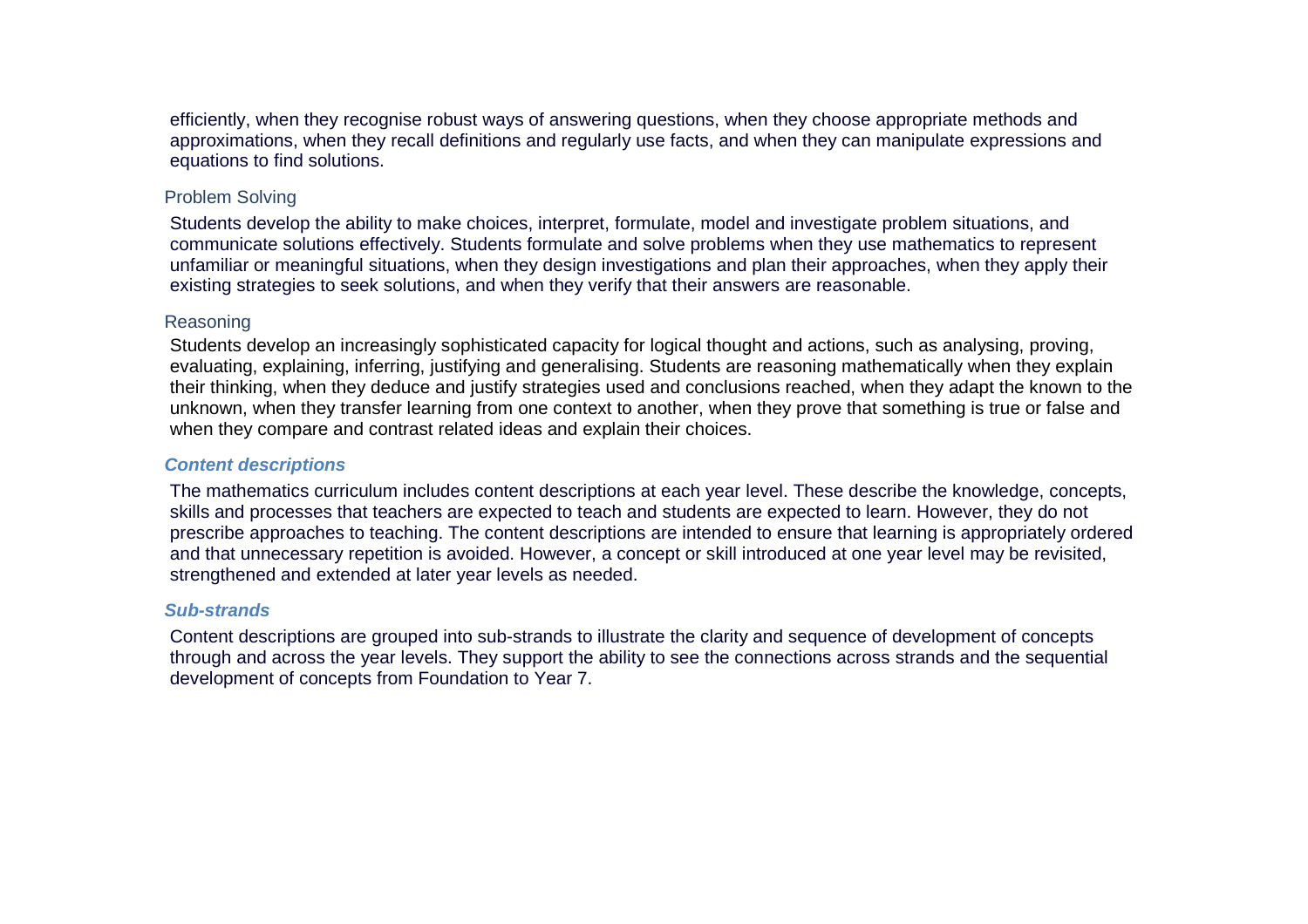efficiently, when they recognise robust ways of answering questions, when they choose appropriate methods and approximations, when they recall definitions and regularly use facts, and when they can manipulate expressions and equations to find solutions.

### Problem Solving

Students develop the ability to make choices, interpret, formulate, model and investigate problem situations, and communicate solutions effectively. Students formulate and solve problems when they use mathematics to represent unfamiliar or meaningful situations, when they design investigations and plan their approaches, when they apply their existing strategies to seek solutions, and when they verify that their answers are reasonable.

### Reasoning

Students develop an increasingly sophisticated capacity for logical thought and actions, such as analysing, proving, evaluating, explaining, inferring, justifying and generalising. Students are reasoning mathematically when they explain their thinking, when they deduce and justify strategies used and conclusions reached, when they adapt the known to the unknown, when they transfer learning from one context to another, when they prove that something is true or false and when they compare and contrast related ideas and explain their choices.

### *Content descriptions*

The mathematics curriculum includes content descriptions at each year level. These describe the knowledge, concepts, skills and processes that teachers are expected to teach and students are expected to learn. However, they do not prescribe approaches to teaching. The content descriptions are intended to ensure that learning is appropriately ordered and that unnecessary repetition is avoided. However, a concept or skill introduced at one year level may be revisited, strengthened and extended at later year levels as needed.

### *Sub-strands*

Content descriptions are grouped into sub-strands to illustrate the clarity and sequence of development of concepts through and across the year levels. They support the ability to see the connections across strands and the sequential development of concepts from Foundation to Year 7.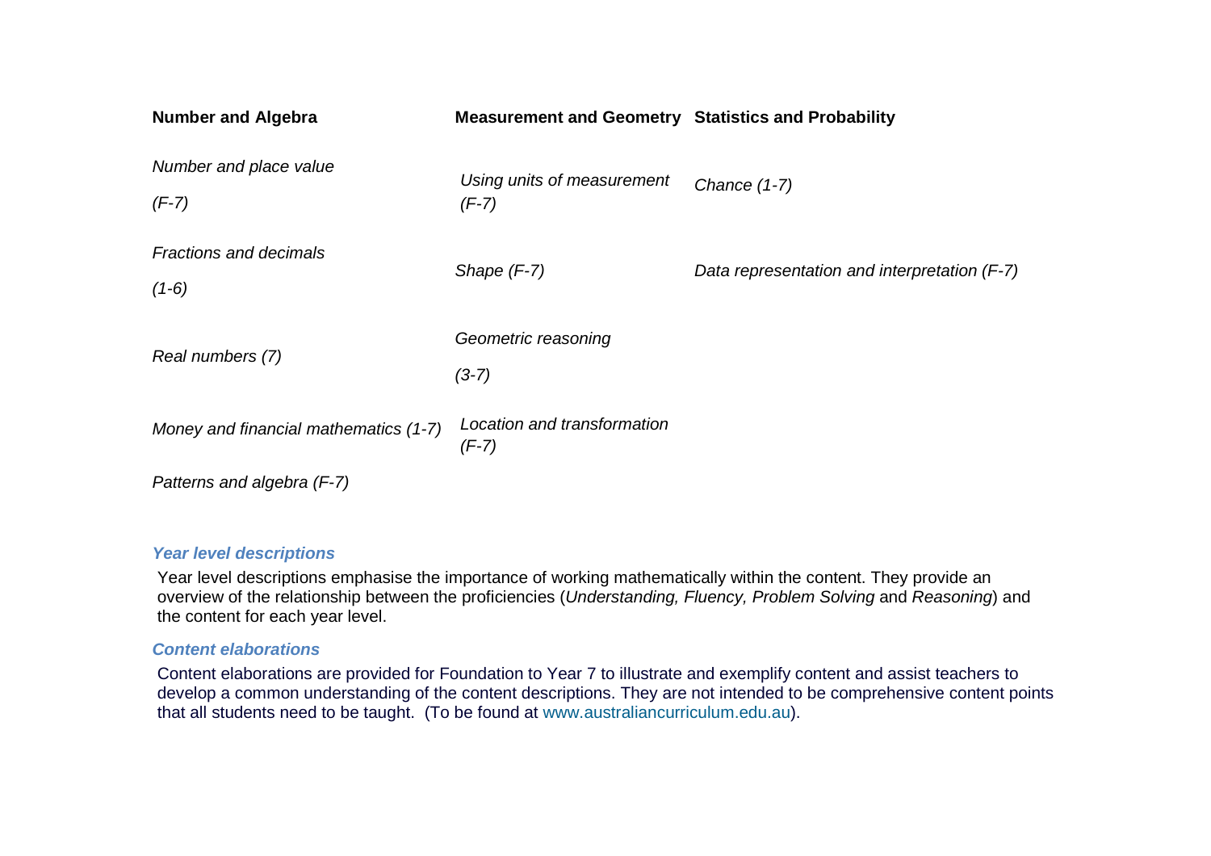| Number and Algebra | Measurement and Geometry | Statistics and Probability |
|---|---|---|
| *Number and place value (F-7)* | *Using units of measurement (F-7)* | *Chance (1-7)* |
| *Fractions and decimals (1-6)* | *Shape (F-7)* | *Data representation and interpretation (F-7)* |
| *Real numbers (7)* | *Geometric reasoning (3-7)* | |
| *Money and financial mathematics (1-7)* | *Location and transformation (F-7)* | |
| *Patterns and algebra (F-7)* | | |

### *Year level descriptions*

Year level descriptions emphasise the importance of working mathematically within the content. They provide an overview of the relationship between the proficiencies (*Understanding, Fluency, Problem Solving* and *Reasoning*) and the content for each year level.

### *Content elaborations*

Content elaborations are provided for Foundation to Year 7 to illustrate and exemplify content and assist teachers to develop a common understanding of the content descriptions. They are not intended to be comprehensive content points that all students need to be taught. (To be found at www.australiancurriculum.edu.au).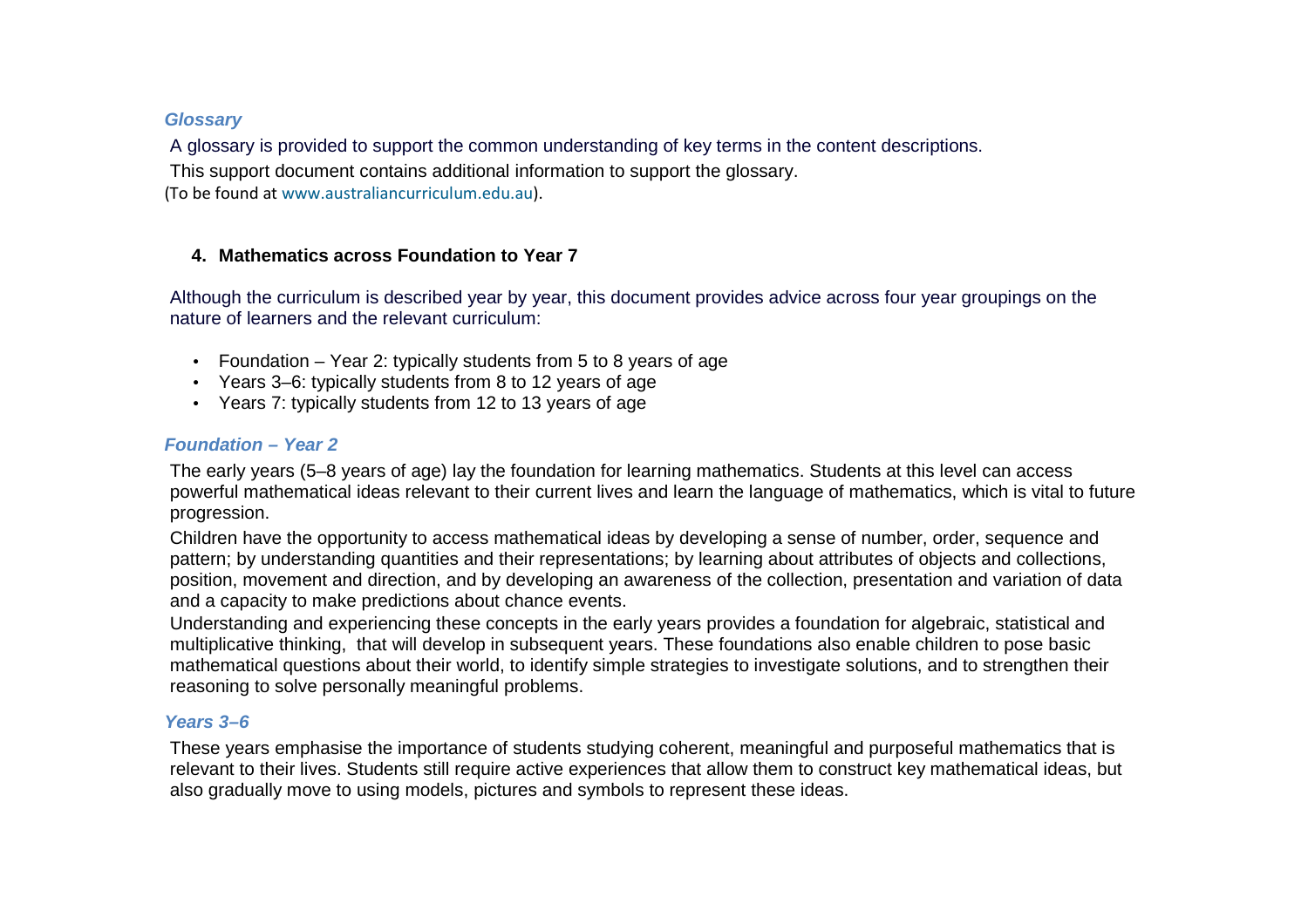### *Glossary*

A glossary is provided to support the common understanding of key terms in the content descriptions.

This support document contains additional information to support the glossary.

(To be found at www.australiancurriculum.edu.au).

## 4. Mathematics across Foundation to Year 7

Although the curriculum is described year by year, this document provides advice across four year groupings on the nature of learners and the relevant curriculum:

- Foundation – Year 2: typically students from 5 to 8 years of age
- Years 3–6: typically students from 8 to 12 years of age
- Years 7: typically students from 12 to 13 years of age

### *Foundation – Year 2*

The early years (5–8 years of age) lay the foundation for learning mathematics. Students at this level can access powerful mathematical ideas relevant to their current lives and learn the language of mathematics, which is vital to future progression.

Children have the opportunity to access mathematical ideas by developing a sense of number, order, sequence and pattern; by understanding quantities and their representations; by learning about attributes of objects and collections, position, movement and direction, and by developing an awareness of the collection, presentation and variation of data and a capacity to make predictions about chance events.

Understanding and experiencing these concepts in the early years provides a foundation for algebraic, statistical and multiplicative thinking, that will develop in subsequent years. These foundations also enable children to pose basic mathematical questions about their world, to identify simple strategies to investigate solutions, and to strengthen their reasoning to solve personally meaningful problems.

### *Years 3–6*

These years emphasise the importance of students studying coherent, meaningful and purposeful mathematics that is relevant to their lives. Students still require active experiences that allow them to construct key mathematical ideas, but also gradually move to using models, pictures and symbols to represent these ideas.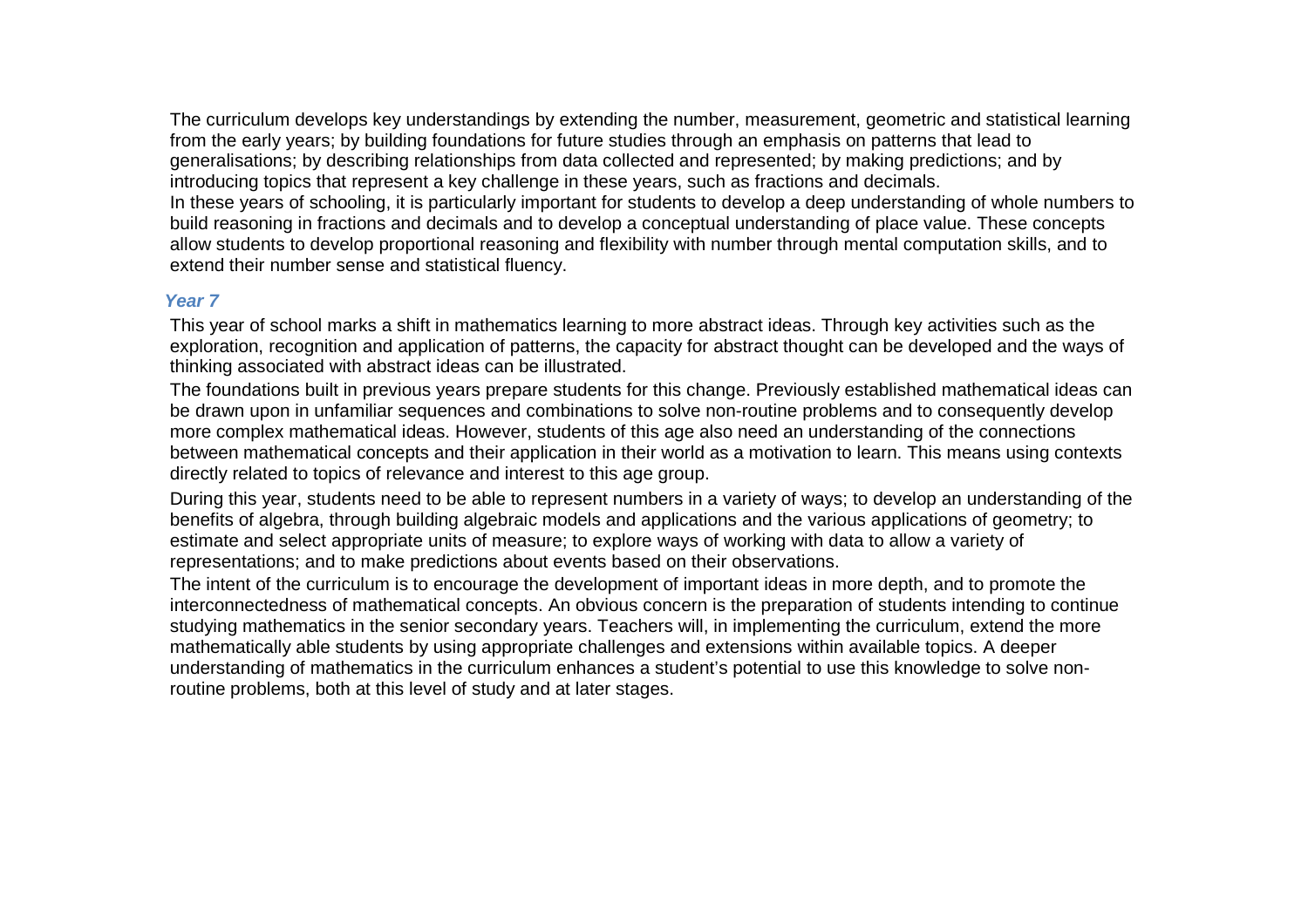The curriculum develops key understandings by extending the number, measurement, geometric and statistical learning from the early years; by building foundations for future studies through an emphasis on patterns that lead to generalisations; by describing relationships from data collected and represented; by making predictions; and by introducing topics that represent a key challenge in these years, such as fractions and decimals.

In these years of schooling, it is particularly important for students to develop a deep understanding of whole numbers to build reasoning in fractions and decimals and to develop a conceptual understanding of place value. These concepts allow students to develop proportional reasoning and flexibility with number through mental computation skills, and to extend their number sense and statistical fluency.

### *Year 7*

This year of school marks a shift in mathematics learning to more abstract ideas. Through key activities such as the exploration, recognition and application of patterns, the capacity for abstract thought can be developed and the ways of thinking associated with abstract ideas can be illustrated.

The foundations built in previous years prepare students for this change. Previously established mathematical ideas can be drawn upon in unfamiliar sequences and combinations to solve non-routine problems and to consequently develop more complex mathematical ideas. However, students of this age also need an understanding of the connections between mathematical concepts and their application in their world as a motivation to learn. This means using contexts directly related to topics of relevance and interest to this age group.

During this year, students need to be able to represent numbers in a variety of ways; to develop an understanding of the benefits of algebra, through building algebraic models and applications and the various applications of geometry; to estimate and select appropriate units of measure; to explore ways of working with data to allow a variety of representations; and to make predictions about events based on their observations.

The intent of the curriculum is to encourage the development of important ideas in more depth, and to promote the interconnectedness of mathematical concepts. An obvious concern is the preparation of students intending to continue studying mathematics in the senior secondary years. Teachers will, in implementing the curriculum, extend the more mathematically able students by using appropriate challenges and extensions within available topics. A deeper understanding of mathematics in the curriculum enhances a student's potential to use this knowledge to solve non-routine problems, both at this level of study and at later stages.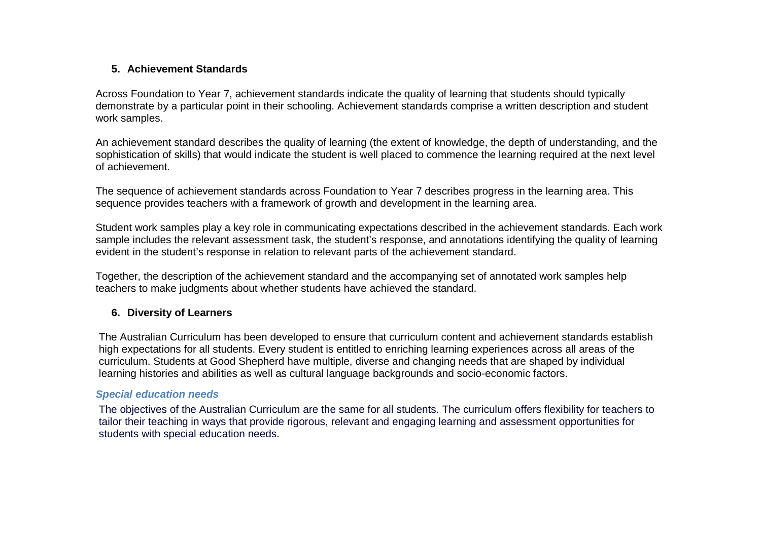## 5. Achievement Standards

Across Foundation to Year 7, achievement standards indicate the quality of learning that students should typically demonstrate by a particular point in their schooling. Achievement standards comprise a written description and student work samples.

An achievement standard describes the quality of learning (the extent of knowledge, the depth of understanding, and the sophistication of skills) that would indicate the student is well placed to commence the learning required at the next level of achievement.

The sequence of achievement standards across Foundation to Year 7 describes progress in the learning area. This sequence provides teachers with a framework of growth and development in the learning area.

Student work samples play a key role in communicating expectations described in the achievement standards. Each work sample includes the relevant assessment task, the student's response, and annotations identifying the quality of learning evident in the student's response in relation to relevant parts of the achievement standard.

Together, the description of the achievement standard and the accompanying set of annotated work samples help teachers to make judgments about whether students have achieved the standard.

## 6. Diversity of Learners

The Australian Curriculum has been developed to ensure that curriculum content and achievement standards establish high expectations for all students. Every student is entitled to enriching learning experiences across all areas of the curriculum. Students at Good Shepherd have multiple, diverse and changing needs that are shaped by individual learning histories and abilities as well as cultural language backgrounds and socio-economic factors.

### *Special education needs*

The objectives of the Australian Curriculum are the same for all students. The curriculum offers flexibility for teachers to tailor their teaching in ways that provide rigorous, relevant and engaging learning and assessment opportunities for students with special education needs.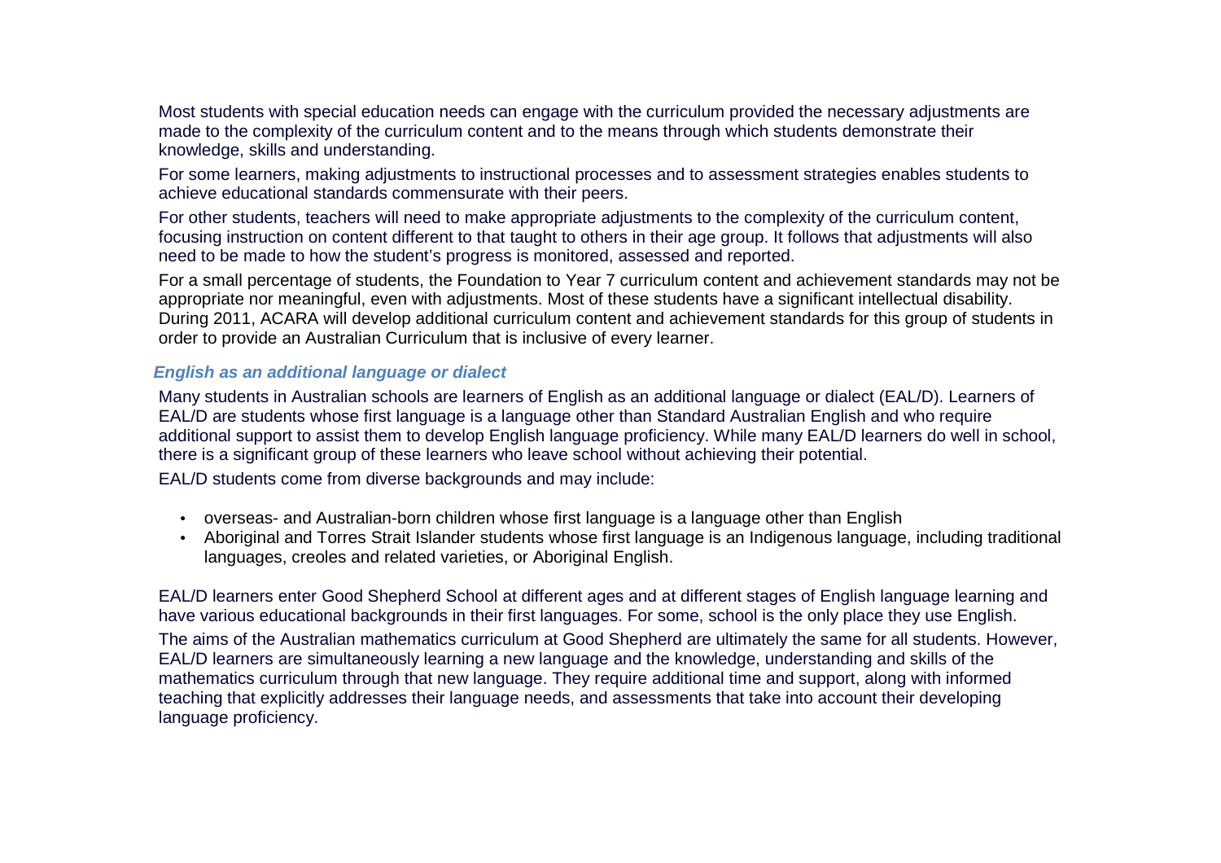Most students with special education needs can engage with the curriculum provided the necessary adjustments are made to the complexity of the curriculum content and to the means through which students demonstrate their knowledge, skills and understanding.

For some learners, making adjustments to instructional processes and to assessment strategies enables students to achieve educational standards commensurate with their peers.

For other students, teachers will need to make appropriate adjustments to the complexity of the curriculum content, focusing instruction on content different to that taught to others in their age group. It follows that adjustments will also need to be made to how the student's progress is monitored, assessed and reported.

For a small percentage of students, the Foundation to Year 7 curriculum content and achievement standards may not be appropriate nor meaningful, even with adjustments. Most of these students have a significant intellectual disability. During 2011, ACARA will develop additional curriculum content and achievement standards for this group of students in order to provide an Australian Curriculum that is inclusive of every learner.

### *English as an additional language or dialect*

Many students in Australian schools are learners of English as an additional language or dialect (EAL/D). Learners of EAL/D are students whose first language is a language other than Standard Australian English and who require additional support to assist them to develop English language proficiency. While many EAL/D learners do well in school, there is a significant group of these learners who leave school without achieving their potential.

EAL/D students come from diverse backgrounds and may include:

- overseas- and Australian-born children whose first language is a language other than English
- Aboriginal and Torres Strait Islander students whose first language is an Indigenous language, including traditional languages, creoles and related varieties, or Aboriginal English.

EAL/D learners enter Good Shepherd School at different ages and at different stages of English language learning and have various educational backgrounds in their first languages. For some, school is the only place they use English.

The aims of the Australian mathematics curriculum at Good Shepherd are ultimately the same for all students. However, EAL/D learners are simultaneously learning a new language and the knowledge, understanding and skills of the mathematics curriculum through that new language. They require additional time and support, along with informed teaching that explicitly addresses their language needs, and assessments that take into account their developing language proficiency.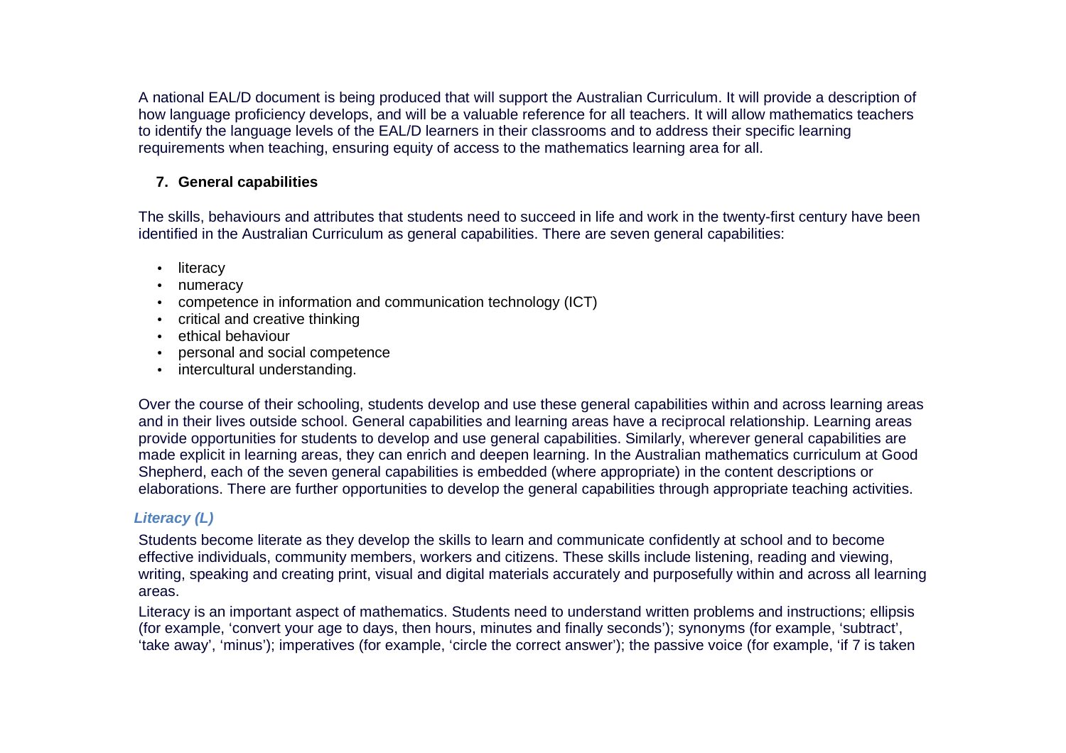A national EAL/D document is being produced that will support the Australian Curriculum. It will provide a description of how language proficiency develops, and will be a valuable reference for all teachers. It will allow mathematics teachers to identify the language levels of the EAL/D learners in their classrooms and to address their specific learning requirements when teaching, ensuring equity of access to the mathematics learning area for all.

## 7. General capabilities

The skills, behaviours and attributes that students need to succeed in life and work in the twenty-first century have been identified in the Australian Curriculum as general capabilities. There are seven general capabilities:

- literacy
- numeracy
- competence in information and communication technology (ICT)
- critical and creative thinking
- ethical behaviour
- personal and social competence
- intercultural understanding.

Over the course of their schooling, students develop and use these general capabilities within and across learning areas and in their lives outside school. General capabilities and learning areas have a reciprocal relationship. Learning areas provide opportunities for students to develop and use general capabilities. Similarly, wherever general capabilities are made explicit in learning areas, they can enrich and deepen learning. In the Australian mathematics curriculum at Good Shepherd, each of the seven general capabilities is embedded (where appropriate) in the content descriptions or elaborations. There are further opportunities to develop the general capabilities through appropriate teaching activities.

### *Literacy (L)*

Students become literate as they develop the skills to learn and communicate confidently at school and to become effective individuals, community members, workers and citizens. These skills include listening, reading and viewing, writing, speaking and creating print, visual and digital materials accurately and purposefully within and across all learning areas.

Literacy is an important aspect of mathematics. Students need to understand written problems and instructions; ellipsis (for example, 'convert your age to days, then hours, minutes and finally seconds'); synonyms (for example, 'subtract', 'take away', 'minus'); imperatives (for example, 'circle the correct answer'); the passive voice (for example, 'if 7 is taken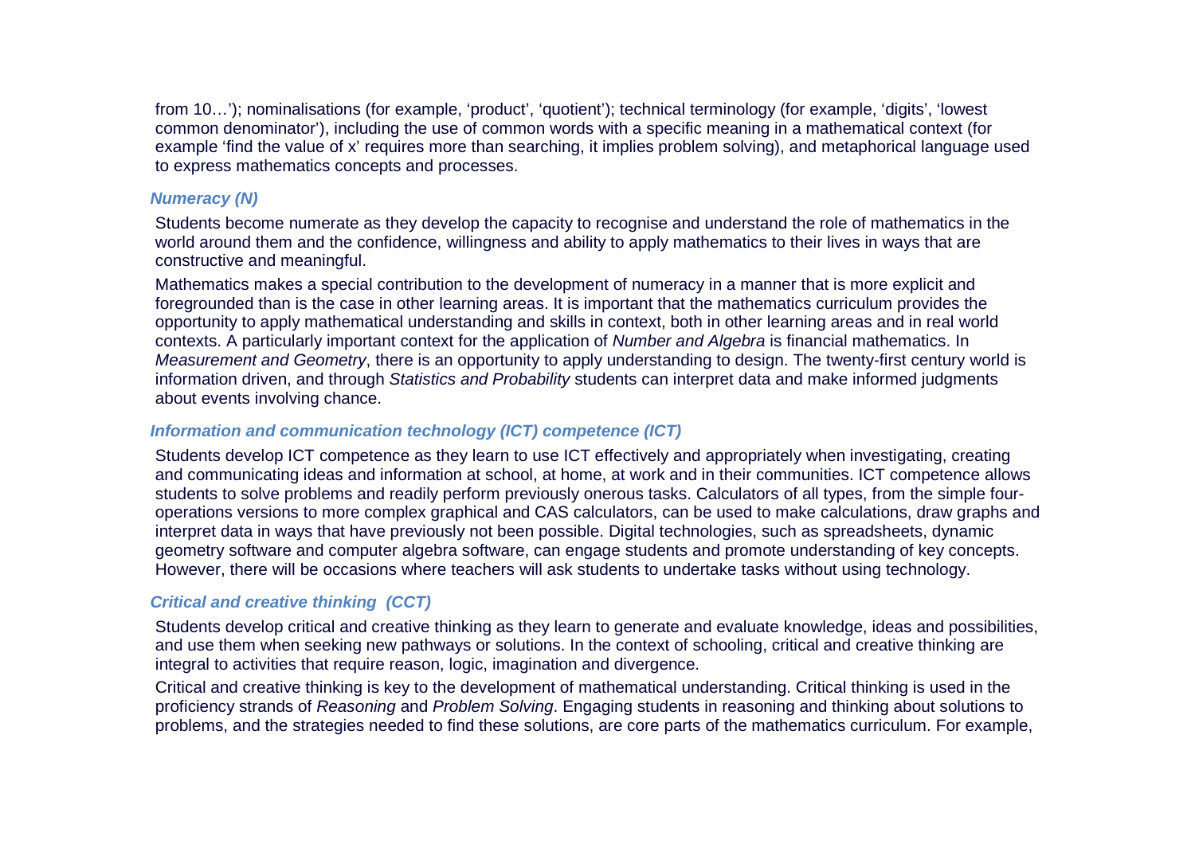from 10…'); nominalisations (for example, 'product', 'quotient'); technical terminology (for example, 'digits', 'lowest common denominator'), including the use of common words with a specific meaning in a mathematical context (for example 'find the value of x' requires more than searching, it implies problem solving), and metaphorical language used to express mathematics concepts and processes.

### *Numeracy (N)*

Students become numerate as they develop the capacity to recognise and understand the role of mathematics in the world around them and the confidence, willingness and ability to apply mathematics to their lives in ways that are constructive and meaningful.

Mathematics makes a special contribution to the development of numeracy in a manner that is more explicit and foregrounded than is the case in other learning areas. It is important that the mathematics curriculum provides the opportunity to apply mathematical understanding and skills in context, both in other learning areas and in real world contexts. A particularly important context for the application of *Number and Algebra* is financial mathematics. In *Measurement and Geometry*, there is an opportunity to apply understanding to design. The twenty-first century world is information driven, and through *Statistics and Probability* students can interpret data and make informed judgments about events involving chance.

### *Information and communication technology (ICT) competence (ICT)*

Students develop ICT competence as they learn to use ICT effectively and appropriately when investigating, creating and communicating ideas and information at school, at home, at work and in their communities. ICT competence allows students to solve problems and readily perform previously onerous tasks. Calculators of all types, from the simple four-operations versions to more complex graphical and CAS calculators, can be used to make calculations, draw graphs and interpret data in ways that have previously not been possible. Digital technologies, such as spreadsheets, dynamic geometry software and computer algebra software, can engage students and promote understanding of key concepts. However, there will be occasions where teachers will ask students to undertake tasks without using technology.

### *Critical and creative thinking (CCT)*

Students develop critical and creative thinking as they learn to generate and evaluate knowledge, ideas and possibilities, and use them when seeking new pathways or solutions. In the context of schooling, critical and creative thinking are integral to activities that require reason, logic, imagination and divergence.

Critical and creative thinking is key to the development of mathematical understanding. Critical thinking is used in the proficiency strands of *Reasoning* and *Problem Solving*. Engaging students in reasoning and thinking about solutions to problems, and the strategies needed to find these solutions, are core parts of the mathematics curriculum. For example,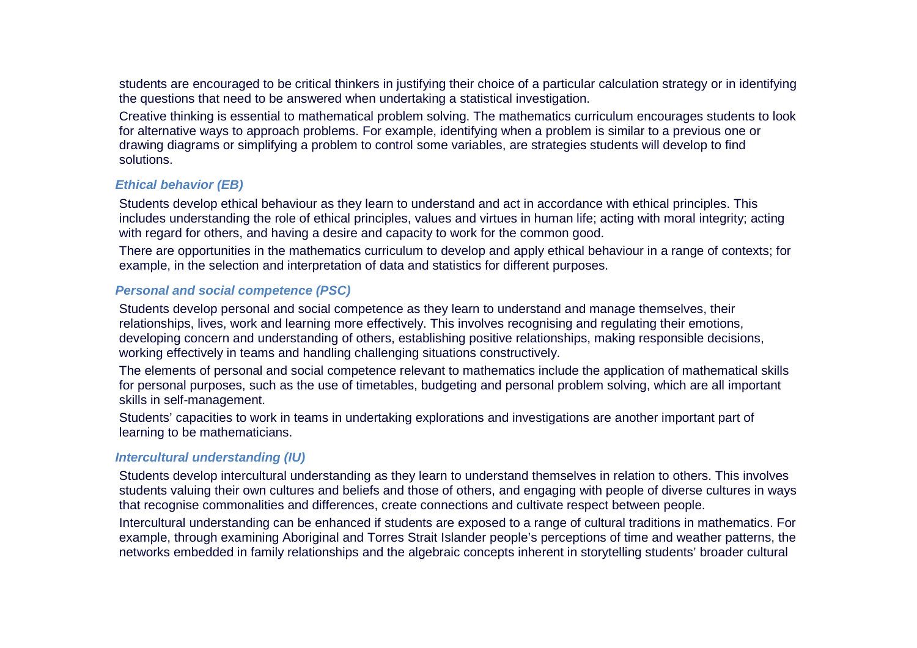students are encouraged to be critical thinkers in justifying their choice of a particular calculation strategy or in identifying the questions that need to be answered when undertaking a statistical investigation.

Creative thinking is essential to mathematical problem solving. The mathematics curriculum encourages students to look for alternative ways to approach problems. For example, identifying when a problem is similar to a previous one or drawing diagrams or simplifying a problem to control some variables, are strategies students will develop to find solutions.

### *Ethical behavior (EB)*

Students develop ethical behaviour as they learn to understand and act in accordance with ethical principles. This includes understanding the role of ethical principles, values and virtues in human life; acting with moral integrity; acting with regard for others, and having a desire and capacity to work for the common good.

There are opportunities in the mathematics curriculum to develop and apply ethical behaviour in a range of contexts; for example, in the selection and interpretation of data and statistics for different purposes.

### *Personal and social competence (PSC)*

Students develop personal and social competence as they learn to understand and manage themselves, their relationships, lives, work and learning more effectively. This involves recognising and regulating their emotions, developing concern and understanding of others, establishing positive relationships, making responsible decisions, working effectively in teams and handling challenging situations constructively.

The elements of personal and social competence relevant to mathematics include the application of mathematical skills for personal purposes, such as the use of timetables, budgeting and personal problem solving, which are all important skills in self-management.

Students' capacities to work in teams in undertaking explorations and investigations are another important part of learning to be mathematicians.

### *Intercultural understanding (IU)*

Students develop intercultural understanding as they learn to understand themselves in relation to others. This involves students valuing their own cultures and beliefs and those of others, and engaging with people of diverse cultures in ways that recognise commonalities and differences, create connections and cultivate respect between people.

Intercultural understanding can be enhanced if students are exposed to a range of cultural traditions in mathematics. For example, through examining Aboriginal and Torres Strait Islander people's perceptions of time and weather patterns, the networks embedded in family relationships and the algebraic concepts inherent in storytelling students' broader cultural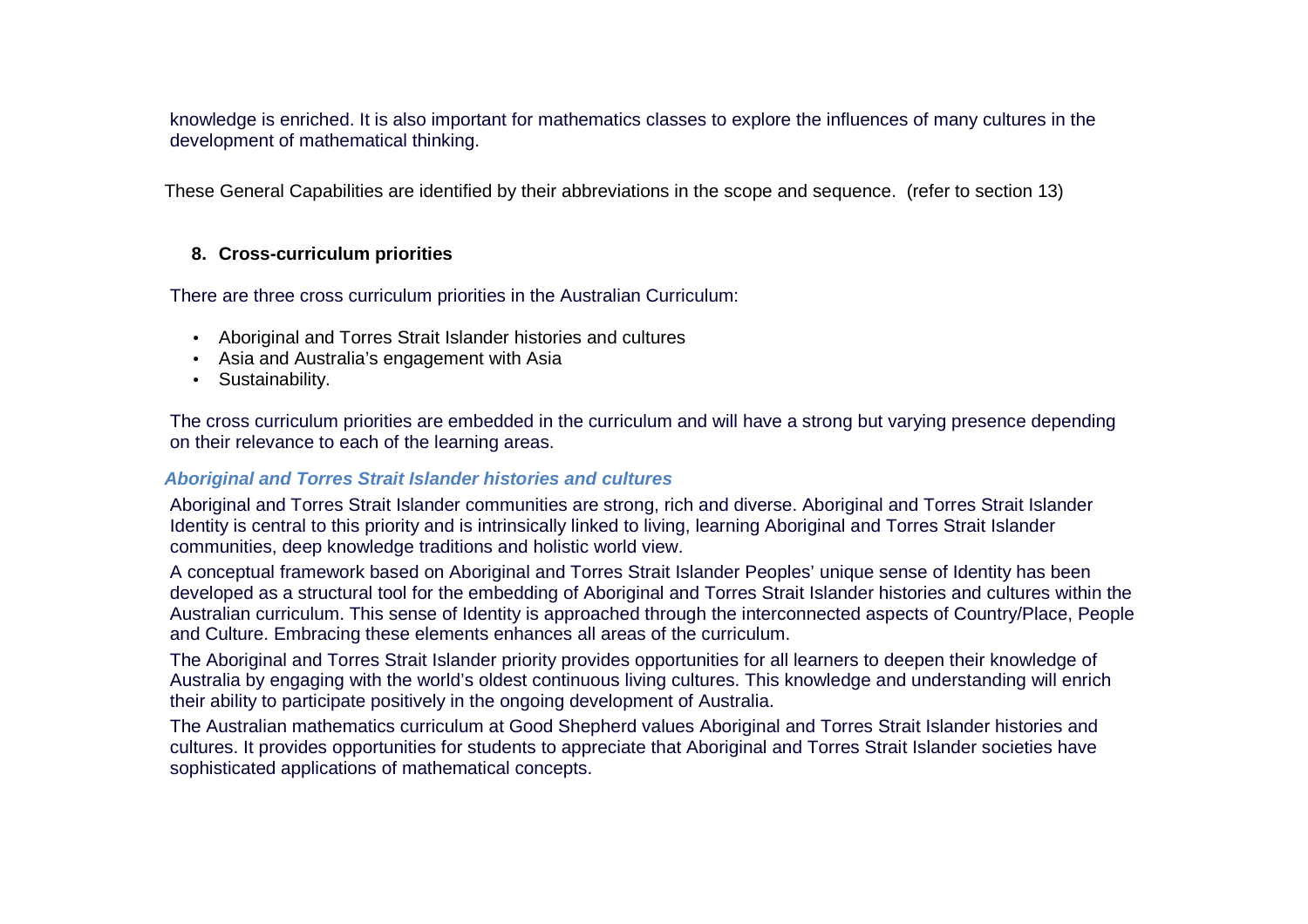knowledge is enriched. It is also important for mathematics classes to explore the influences of many cultures in the development of mathematical thinking.

These General Capabilities are identified by their abbreviations in the scope and sequence. (refer to section 13)

## 8. Cross-curriculum priorities

There are three cross curriculum priorities in the Australian Curriculum:

- Aboriginal and Torres Strait Islander histories and cultures
- Asia and Australia's engagement with Asia
- Sustainability.

The cross curriculum priorities are embedded in the curriculum and will have a strong but varying presence depending on their relevance to each of the learning areas.

### *Aboriginal and Torres Strait Islander histories and cultures*

Aboriginal and Torres Strait Islander communities are strong, rich and diverse. Aboriginal and Torres Strait Islander Identity is central to this priority and is intrinsically linked to living, learning Aboriginal and Torres Strait Islander communities, deep knowledge traditions and holistic world view.

A conceptual framework based on Aboriginal and Torres Strait Islander Peoples' unique sense of Identity has been developed as a structural tool for the embedding of Aboriginal and Torres Strait Islander histories and cultures within the Australian curriculum. This sense of Identity is approached through the interconnected aspects of Country/Place, People and Culture. Embracing these elements enhances all areas of the curriculum.

The Aboriginal and Torres Strait Islander priority provides opportunities for all learners to deepen their knowledge of Australia by engaging with the world's oldest continuous living cultures. This knowledge and understanding will enrich their ability to participate positively in the ongoing development of Australia.

The Australian mathematics curriculum at Good Shepherd values Aboriginal and Torres Strait Islander histories and cultures. It provides opportunities for students to appreciate that Aboriginal and Torres Strait Islander societies have sophisticated applications of mathematical concepts.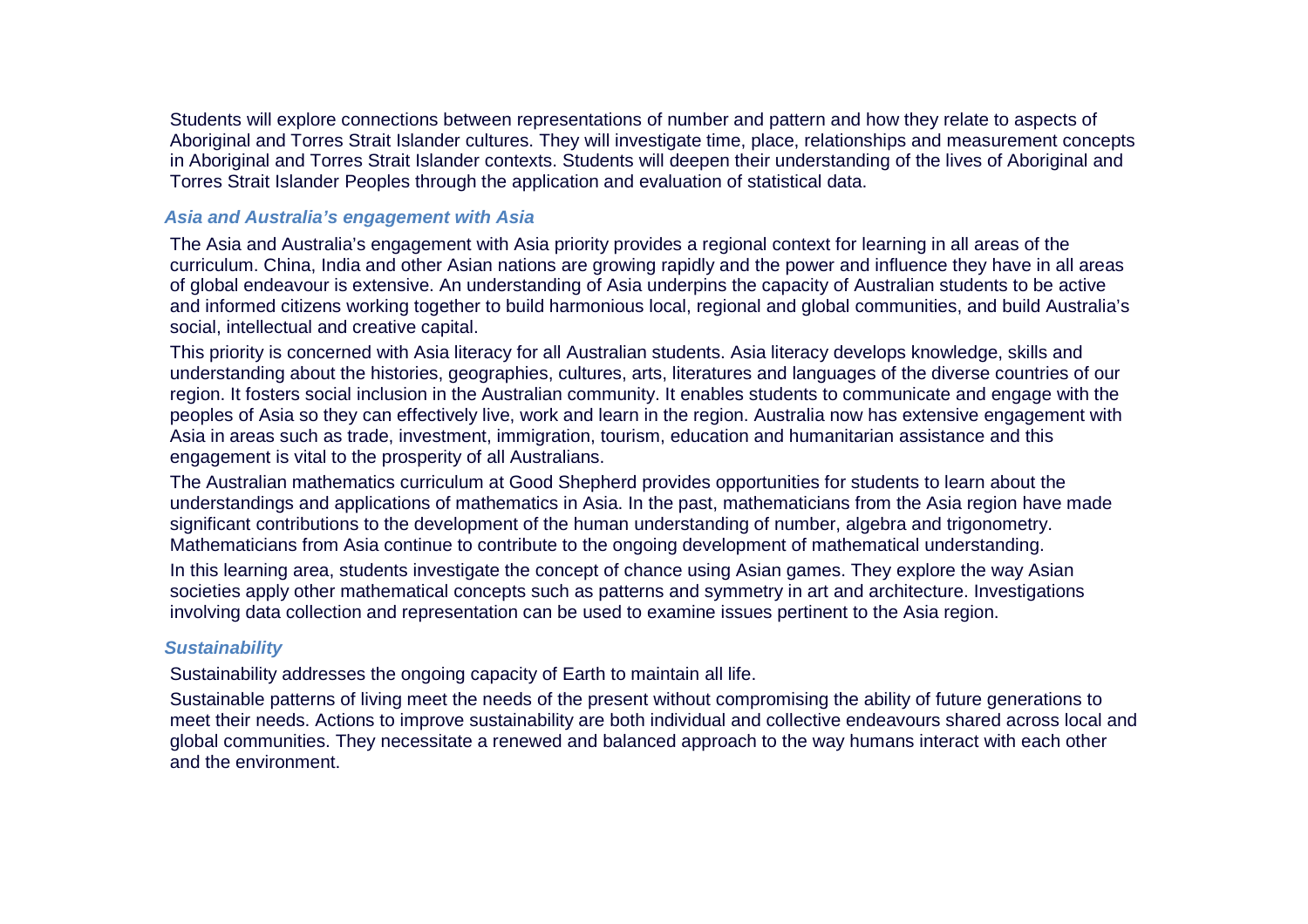Students will explore connections between representations of number and pattern and how they relate to aspects of Aboriginal and Torres Strait Islander cultures. They will investigate time, place, relationships and measurement concepts in Aboriginal and Torres Strait Islander contexts. Students will deepen their understanding of the lives of Aboriginal and Torres Strait Islander Peoples through the application and evaluation of statistical data.

### *Asia and Australia's engagement with Asia*

The Asia and Australia's engagement with Asia priority provides a regional context for learning in all areas of the curriculum. China, India and other Asian nations are growing rapidly and the power and influence they have in all areas of global endeavour is extensive. An understanding of Asia underpins the capacity of Australian students to be active and informed citizens working together to build harmonious local, regional and global communities, and build Australia's social, intellectual and creative capital.

This priority is concerned with Asia literacy for all Australian students. Asia literacy develops knowledge, skills and understanding about the histories, geographies, cultures, arts, literatures and languages of the diverse countries of our region. It fosters social inclusion in the Australian community. It enables students to communicate and engage with the peoples of Asia so they can effectively live, work and learn in the region. Australia now has extensive engagement with Asia in areas such as trade, investment, immigration, tourism, education and humanitarian assistance and this engagement is vital to the prosperity of all Australians.

The Australian mathematics curriculum at Good Shepherd provides opportunities for students to learn about the understandings and applications of mathematics in Asia. In the past, mathematicians from the Asia region have made significant contributions to the development of the human understanding of number, algebra and trigonometry. Mathematicians from Asia continue to contribute to the ongoing development of mathematical understanding.

In this learning area, students investigate the concept of chance using Asian games. They explore the way Asian societies apply other mathematical concepts such as patterns and symmetry in art and architecture. Investigations involving data collection and representation can be used to examine issues pertinent to the Asia region.

### *Sustainability*

Sustainability addresses the ongoing capacity of Earth to maintain all life.

Sustainable patterns of living meet the needs of the present without compromising the ability of future generations to meet their needs. Actions to improve sustainability are both individual and collective endeavours shared across local and global communities. They necessitate a renewed and balanced approach to the way humans interact with each other and the environment.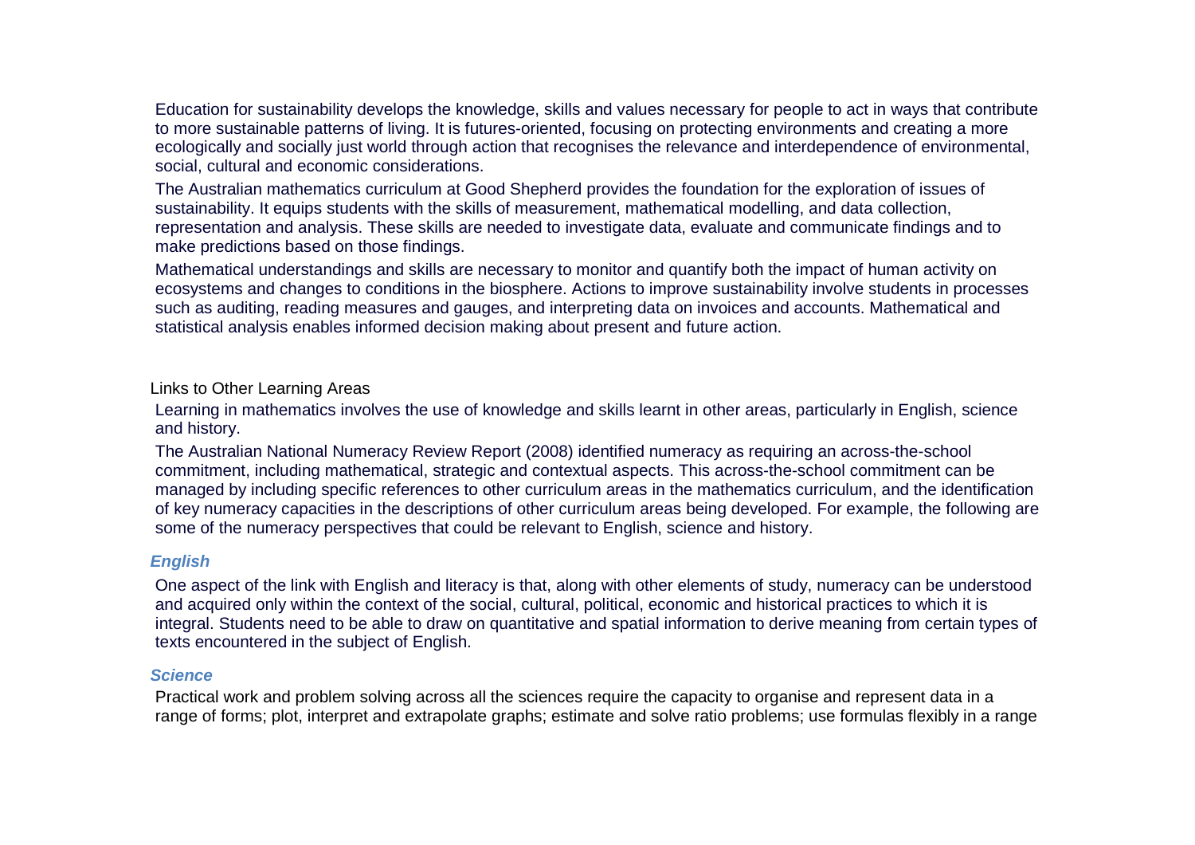Education for sustainability develops the knowledge, skills and values necessary for people to act in ways that contribute to more sustainable patterns of living. It is futures-oriented, focusing on protecting environments and creating a more ecologically and socially just world through action that recognises the relevance and interdependence of environmental, social, cultural and economic considerations.

The Australian mathematics curriculum at Good Shepherd provides the foundation for the exploration of issues of sustainability. It equips students with the skills of measurement, mathematical modelling, and data collection, representation and analysis. These skills are needed to investigate data, evaluate and communicate findings and to make predictions based on those findings.

Mathematical understandings and skills are necessary to monitor and quantify both the impact of human activity on ecosystems and changes to conditions in the biosphere. Actions to improve sustainability involve students in processes such as auditing, reading measures and gauges, and interpreting data on invoices and accounts. Mathematical and statistical analysis enables informed decision making about present and future action.

## Links to Other Learning Areas

Learning in mathematics involves the use of knowledge and skills learnt in other areas, particularly in English, science and history.

The Australian National Numeracy Review Report (2008) identified numeracy as requiring an across-the-school commitment, including mathematical, strategic and contextual aspects. This across-the-school commitment can be managed by including specific references to other curriculum areas in the mathematics curriculum, and the identification of key numeracy capacities in the descriptions of other curriculum areas being developed. For example, the following are some of the numeracy perspectives that could be relevant to English, science and history.

### *English*

One aspect of the link with English and literacy is that, along with other elements of study, numeracy can be understood and acquired only within the context of the social, cultural, political, economic and historical practices to which it is integral. Students need to be able to draw on quantitative and spatial information to derive meaning from certain types of texts encountered in the subject of English.

### *Science*

Practical work and problem solving across all the sciences require the capacity to organise and represent data in a range of forms; plot, interpret and extrapolate graphs; estimate and solve ratio problems; use formulas flexibly in a range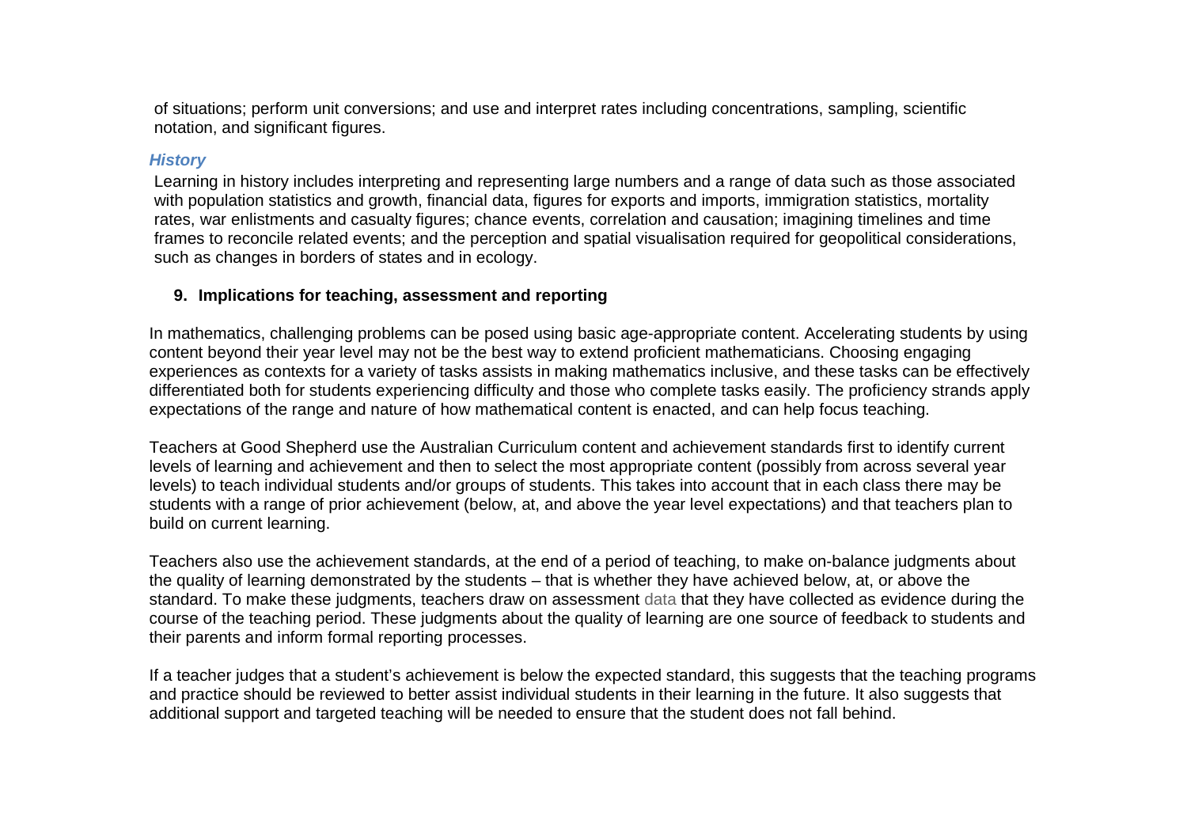of situations; perform unit conversions; and use and interpret rates including concentrations, sampling, scientific notation, and significant figures.

***History***

Learning in history includes interpreting and representing large numbers and a range of data such as those associated with population statistics and growth, financial data, figures for exports and imports, immigration statistics, mortality rates, war enlistments and casualty figures; chance events, correlation and causation; imagining timelines and time frames to reconcile related events; and the perception and spatial visualisation required for geopolitical considerations, such as changes in borders of states and in ecology.

## 9. Implications for teaching, assessment and reporting

In mathematics, challenging problems can be posed using basic age-appropriate content. Accelerating students by using content beyond their year level may not be the best way to extend proficient mathematicians. Choosing engaging experiences as contexts for a variety of tasks assists in making mathematics inclusive, and these tasks can be effectively differentiated both for students experiencing difficulty and those who complete tasks easily. The proficiency strands apply expectations of the range and nature of how mathematical content is enacted, and can help focus teaching.

Teachers at Good Shepherd use the Australian Curriculum content and achievement standards first to identify current levels of learning and achievement and then to select the most appropriate content (possibly from across several year levels) to teach individual students and/or groups of students. This takes into account that in each class there may be students with a range of prior achievement (below, at, and above the year level expectations) and that teachers plan to build on current learning.

Teachers also use the achievement standards, at the end of a period of teaching, to make on-balance judgments about the quality of learning demonstrated by the students – that is whether they have achieved below, at, or above the standard. To make these judgments, teachers draw on assessment data that they have collected as evidence during the course of the teaching period. These judgments about the quality of learning are one source of feedback to students and their parents and inform formal reporting processes.

If a teacher judges that a student's achievement is below the expected standard, this suggests that the teaching programs and practice should be reviewed to better assist individual students in their learning in the future. It also suggests that additional support and targeted teaching will be needed to ensure that the student does not fall behind.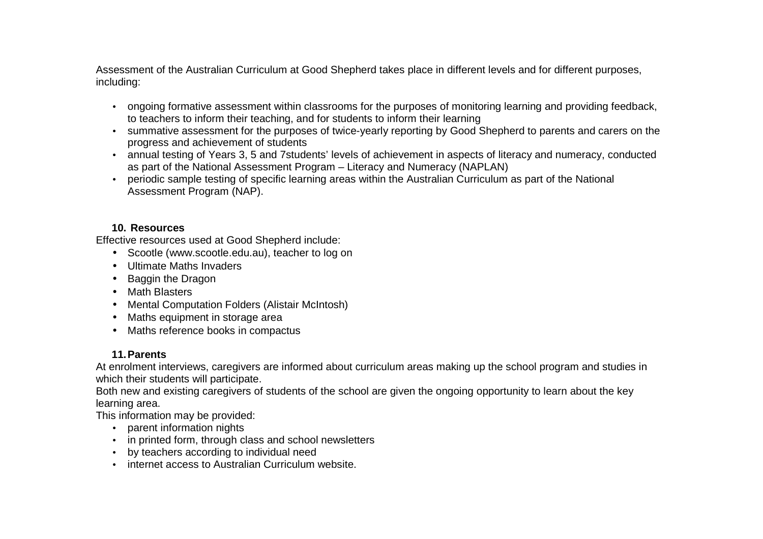Assessment of the Australian Curriculum at Good Shepherd takes place in different levels and for different purposes, including:

- ongoing formative assessment within classrooms for the purposes of monitoring learning and providing feedback, to teachers to inform their teaching, and for students to inform their learning
- summative assessment for the purposes of twice-yearly reporting by Good Shepherd to parents and carers on the progress and achievement of students
- annual testing of Years 3, 5 and 7students' levels of achievement in aspects of literacy and numeracy, conducted as part of the National Assessment Program – Literacy and Numeracy (NAPLAN)
- periodic sample testing of specific learning areas within the Australian Curriculum as part of the National Assessment Program (NAP).

**10. Resources**

Effective resources used at Good Shepherd include:

- Scootle (www.scootle.edu.au), teacher to log on
- Ultimate Maths Invaders
- Baggin the Dragon
- Math Blasters
- Mental Computation Folders (Alistair McIntosh)
- Maths equipment in storage area
- Maths reference books in compactus

**11. Parents**

At enrolment interviews, caregivers are informed about curriculum areas making up the school program and studies in which their students will participate.

Both new and existing caregivers of students of the school are given the ongoing opportunity to learn about the key learning area.

This information may be provided:

- parent information nights
- in printed form, through class and school newsletters
- by teachers according to individual need
- internet access to Australian Curriculum website.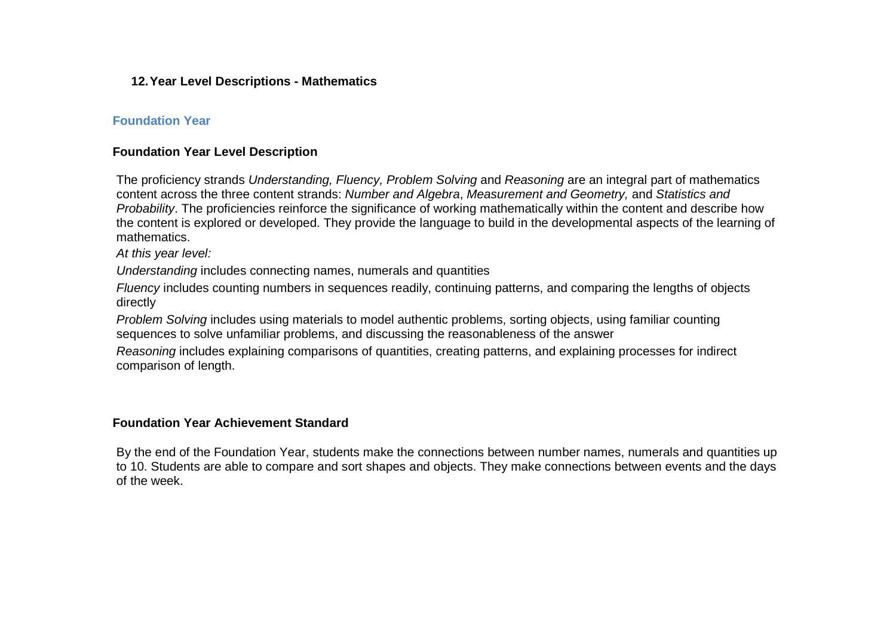## 12. Year Level Descriptions - Mathematics

### Foundation Year

#### Foundation Year Level Description

The proficiency strands *Understanding, Fluency, Problem Solving* and *Reasoning* are an integral part of mathematics content across the three content strands: *Number and Algebra*, *Measurement and Geometry,* and *Statistics and Probability*. The proficiencies reinforce the significance of working mathematically within the content and describe how the content is explored or developed. They provide the language to build in the developmental aspects of the learning of mathematics.

*At this year level:*

*Understanding* includes connecting names, numerals and quantities

*Fluency* includes counting numbers in sequences readily, continuing patterns, and comparing the lengths of objects directly

*Problem Solving* includes using materials to model authentic problems, sorting objects, using familiar counting sequences to solve unfamiliar problems, and discussing the reasonableness of the answer

*Reasoning* includes explaining comparisons of quantities, creating patterns, and explaining processes for indirect comparison of length.

#### Foundation Year Achievement Standard

By the end of the Foundation Year, students make the connections between number names, numerals and quantities up to 10. Students are able to compare and sort shapes and objects. They make connections between events and the days of the week.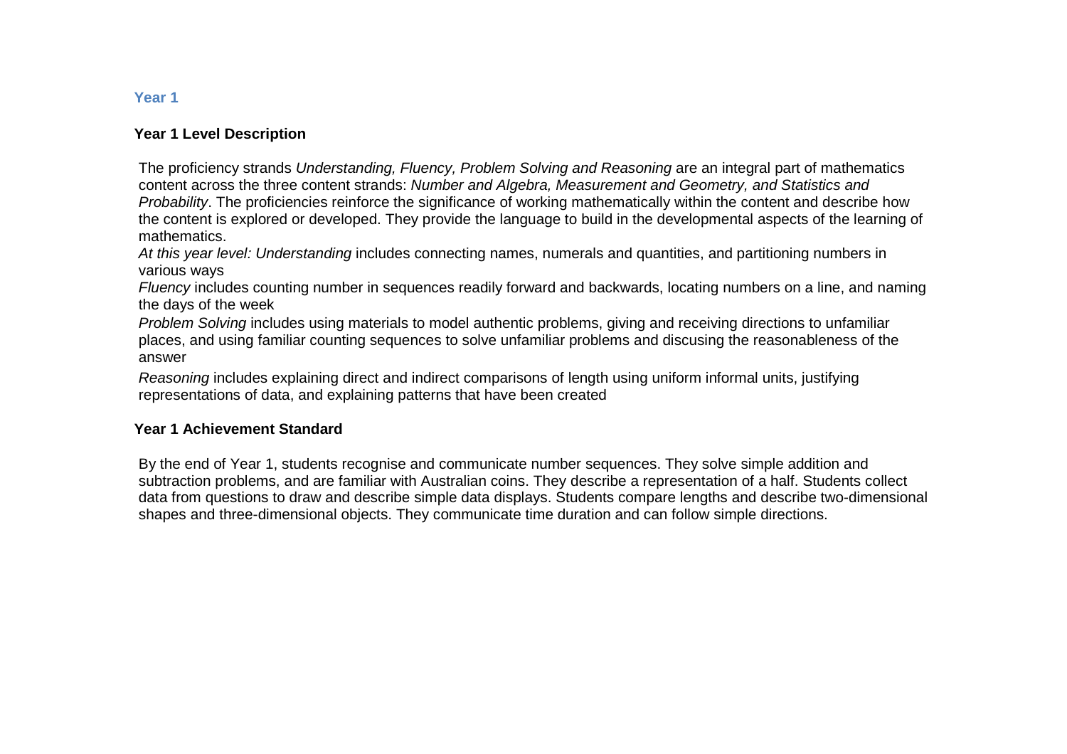## Year 1

### Year 1 Level Description

The proficiency strands *Understanding, Fluency, Problem Solving and Reasoning* are an integral part of mathematics content across the three content strands: *Number and Algebra, Measurement and Geometry, and Statistics and Probability*. The proficiencies reinforce the significance of working mathematically within the content and describe how the content is explored or developed. They provide the language to build in the developmental aspects of the learning of mathematics.

*At this year level: Understanding* includes connecting names, numerals and quantities, and partitioning numbers in various ways

*Fluency* includes counting number in sequences readily forward and backwards, locating numbers on a line, and naming the days of the week

*Problem Solving* includes using materials to model authentic problems, giving and receiving directions to unfamiliar places, and using familiar counting sequences to solve unfamiliar problems and discusing the reasonableness of the answer

*Reasoning* includes explaining direct and indirect comparisons of length using uniform informal units, justifying representations of data, and explaining patterns that have been created

### Year 1 Achievement Standard

By the end of Year 1, students recognise and communicate number sequences. They solve simple addition and subtraction problems, and are familiar with Australian coins. They describe a representation of a half. Students collect data from questions to draw and describe simple data displays. Students compare lengths and describe two-dimensional shapes and three-dimensional objects. They communicate time duration and can follow simple directions.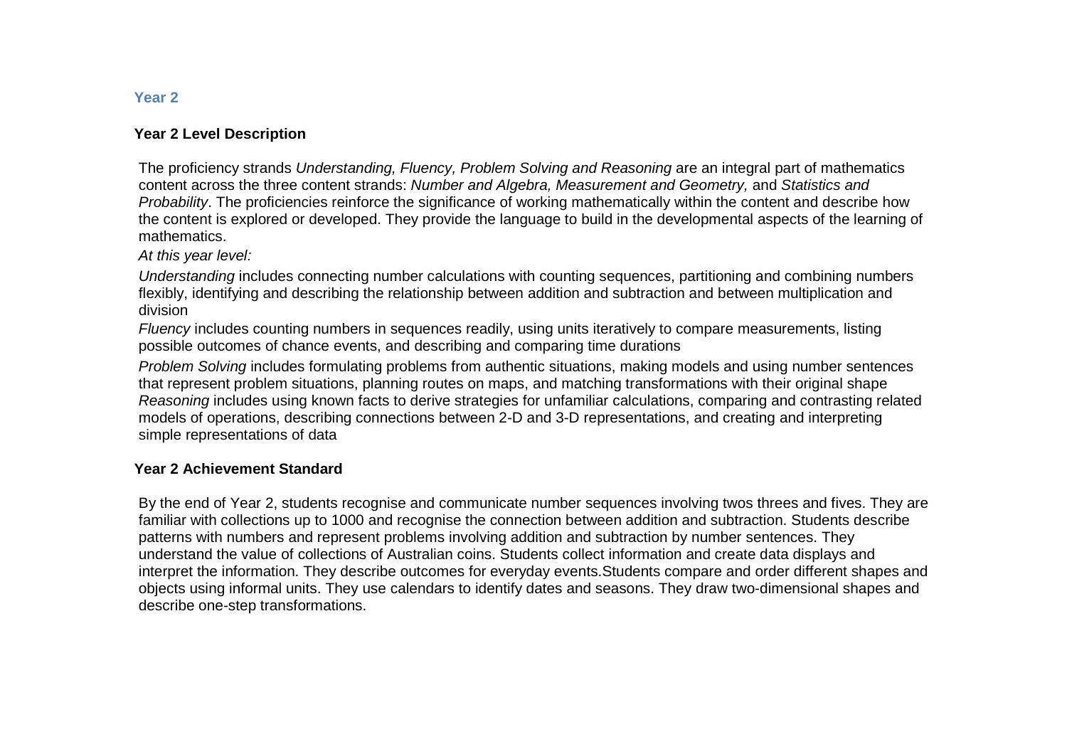## Year 2

### Year 2 Level Description

The proficiency strands *Understanding, Fluency, Problem Solving and Reasoning* are an integral part of mathematics content across the three content strands: *Number and Algebra, Measurement and Geometry,* and *Statistics and Probability*. The proficiencies reinforce the significance of working mathematically within the content and describe how the content is explored or developed. They provide the language to build in the developmental aspects of the learning of mathematics.

*At this year level:*

*Understanding* includes connecting number calculations with counting sequences, partitioning and combining numbers flexibly, identifying and describing the relationship between addition and subtraction and between multiplication and division

*Fluency* includes counting numbers in sequences readily, using units iteratively to compare measurements, listing possible outcomes of chance events, and describing and comparing time durations

*Problem Solving* includes formulating problems from authentic situations, making models and using number sentences that represent problem situations, planning routes on maps, and matching transformations with their original shape

*Reasoning* includes using known facts to derive strategies for unfamiliar calculations, comparing and contrasting related models of operations, describing connections between 2-D and 3-D representations, and creating and interpreting simple representations of data

### Year 2 Achievement Standard

By the end of Year 2, students recognise and communicate number sequences involving twos threes and fives. They are familiar with collections up to 1000 and recognise the connection between addition and subtraction. Students describe patterns with numbers and represent problems involving addition and subtraction by number sentences. They understand the value of collections of Australian coins. Students collect information and create data displays and interpret the information. They describe outcomes for everyday events.Students compare and order different shapes and objects using informal units. They use calendars to identify dates and seasons. They draw two-dimensional shapes and describe one-step transformations.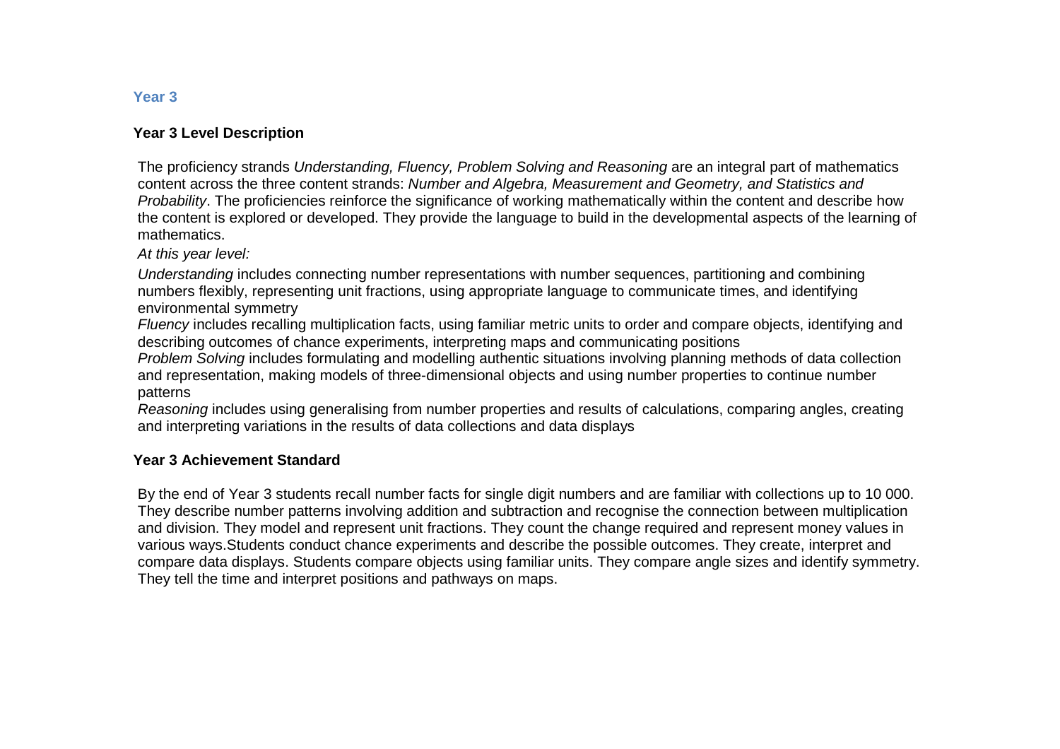## Year 3

### Year 3 Level Description

The proficiency strands *Understanding, Fluency, Problem Solving and Reasoning* are an integral part of mathematics content across the three content strands: *Number and Algebra, Measurement and Geometry, and Statistics and Probability*. The proficiencies reinforce the significance of working mathematically within the content and describe how the content is explored or developed. They provide the language to build in the developmental aspects of the learning of mathematics.

*At this year level:*

*Understanding* includes connecting number representations with number sequences, partitioning and combining numbers flexibly, representing unit fractions, using appropriate language to communicate times, and identifying environmental symmetry

*Fluency* includes recalling multiplication facts, using familiar metric units to order and compare objects, identifying and describing outcomes of chance experiments, interpreting maps and communicating positions

*Problem Solving* includes formulating and modelling authentic situations involving planning methods of data collection and representation, making models of three-dimensional objects and using number properties to continue number patterns

*Reasoning* includes using generalising from number properties and results of calculations, comparing angles, creating and interpreting variations in the results of data collections and data displays

### Year 3 Achievement Standard

By the end of Year 3 students recall number facts for single digit numbers and are familiar with collections up to 10 000. They describe number patterns involving addition and subtraction and recognise the connection between multiplication and division. They model and represent unit fractions. They count the change required and represent money values in various ways.Students conduct chance experiments and describe the possible outcomes. They create, interpret and compare data displays. Students compare objects using familiar units. They compare angle sizes and identify symmetry. They tell the time and interpret positions and pathways on maps.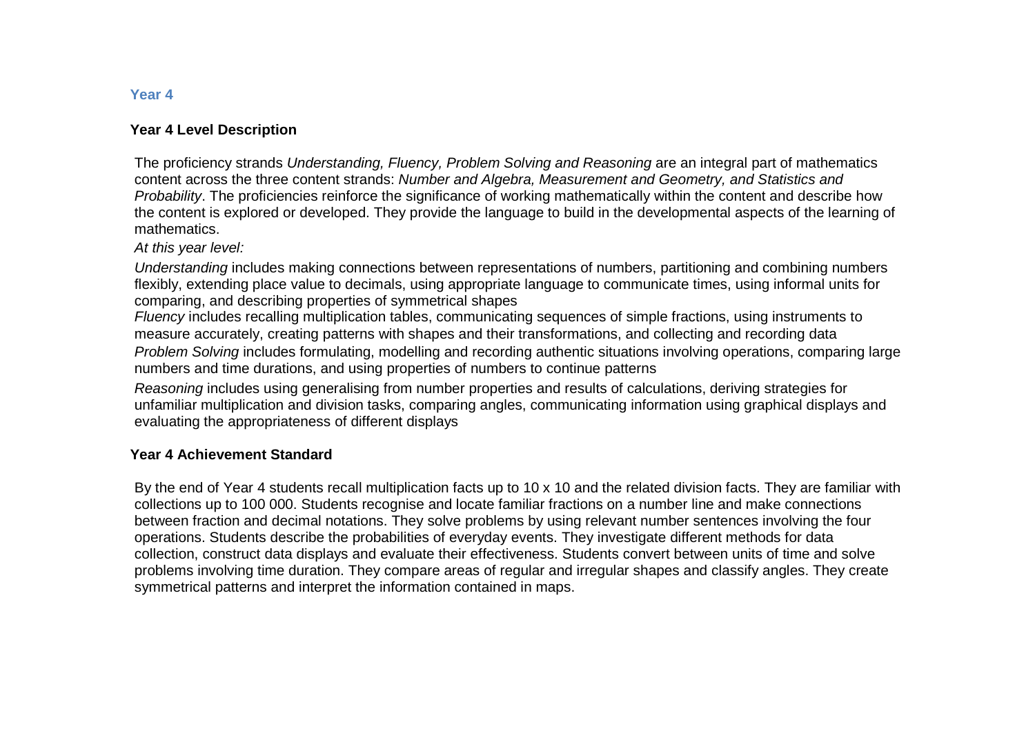## Year 4

### Year 4 Level Description

The proficiency strands *Understanding, Fluency, Problem Solving and Reasoning* are an integral part of mathematics content across the three content strands: *Number and Algebra, Measurement and Geometry, and Statistics and Probability*. The proficiencies reinforce the significance of working mathematically within the content and describe how the content is explored or developed. They provide the language to build in the developmental aspects of the learning of mathematics.

*At this year level:*

*Understanding* includes making connections between representations of numbers, partitioning and combining numbers flexibly, extending place value to decimals, using appropriate language to communicate times, using informal units for comparing, and describing properties of symmetrical shapes

*Fluency* includes recalling multiplication tables, communicating sequences of simple fractions, using instruments to measure accurately, creating patterns with shapes and their transformations, and collecting and recording data

*Problem Solving* includes formulating, modelling and recording authentic situations involving operations, comparing large numbers and time durations, and using properties of numbers to continue patterns

*Reasoning* includes using generalising from number properties and results of calculations, deriving strategies for unfamiliar multiplication and division tasks, comparing angles, communicating information using graphical displays and evaluating the appropriateness of different displays

### Year 4 Achievement Standard

By the end of Year 4 students recall multiplication facts up to 10 x 10 and the related division facts. They are familiar with collections up to 100 000. Students recognise and locate familiar fractions on a number line and make connections between fraction and decimal notations. They solve problems by using relevant number sentences involving the four operations. Students describe the probabilities of everyday events. They investigate different methods for data collection, construct data displays and evaluate their effectiveness. Students convert between units of time and solve problems involving time duration. They compare areas of regular and irregular shapes and classify angles. They create symmetrical patterns and interpret the information contained in maps.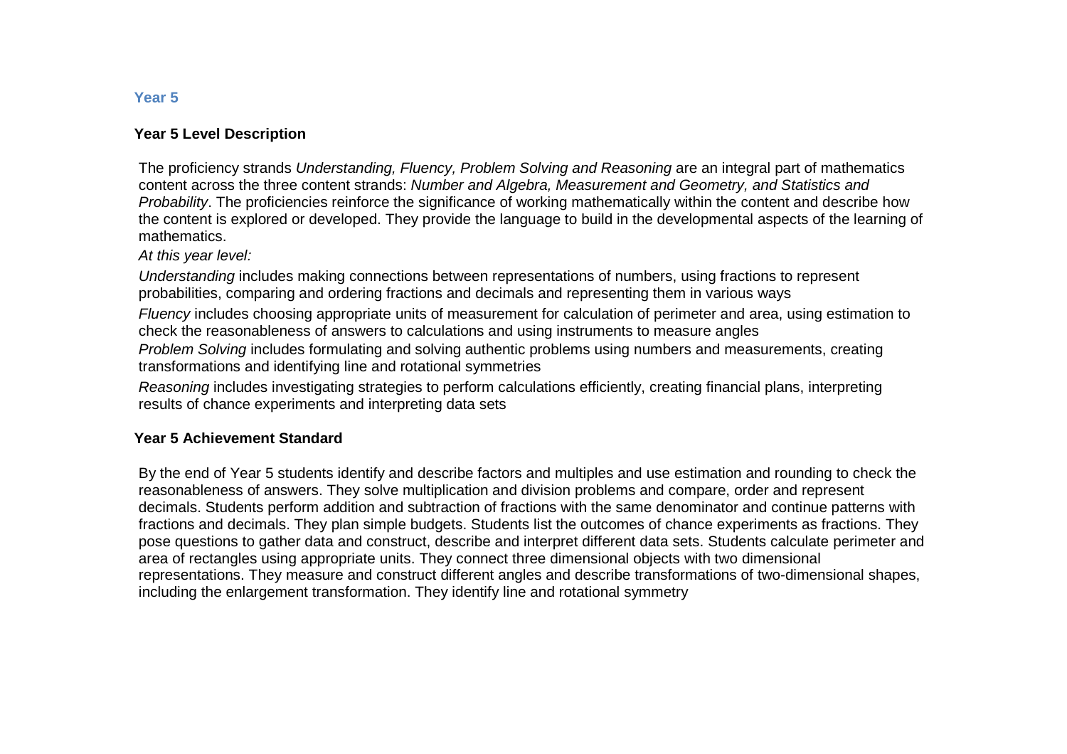## Year 5

### Year 5 Level Description

The proficiency strands *Understanding, Fluency, Problem Solving and Reasoning* are an integral part of mathematics content across the three content strands: *Number and Algebra, Measurement and Geometry, and Statistics and Probability*. The proficiencies reinforce the significance of working mathematically within the content and describe how the content is explored or developed. They provide the language to build in the developmental aspects of the learning of mathematics.

*At this year level:*

*Understanding* includes making connections between representations of numbers, using fractions to represent probabilities, comparing and ordering fractions and decimals and representing them in various ways

*Fluency* includes choosing appropriate units of measurement for calculation of perimeter and area, using estimation to check the reasonableness of answers to calculations and using instruments to measure angles

*Problem Solving* includes formulating and solving authentic problems using numbers and measurements, creating transformations and identifying line and rotational symmetries

*Reasoning* includes investigating strategies to perform calculations efficiently, creating financial plans, interpreting results of chance experiments and interpreting data sets

### Year 5 Achievement Standard

By the end of Year 5 students identify and describe factors and multiples and use estimation and rounding to check the reasonableness of answers. They solve multiplication and division problems and compare, order and represent decimals. Students perform addition and subtraction of fractions with the same denominator and continue patterns with fractions and decimals. They plan simple budgets. Students list the outcomes of chance experiments as fractions. They pose questions to gather data and construct, describe and interpret different data sets. Students calculate perimeter and area of rectangles using appropriate units. They connect three dimensional objects with two dimensional representations. They measure and construct different angles and describe transformations of two-dimensional shapes, including the enlargement transformation. They identify line and rotational symmetry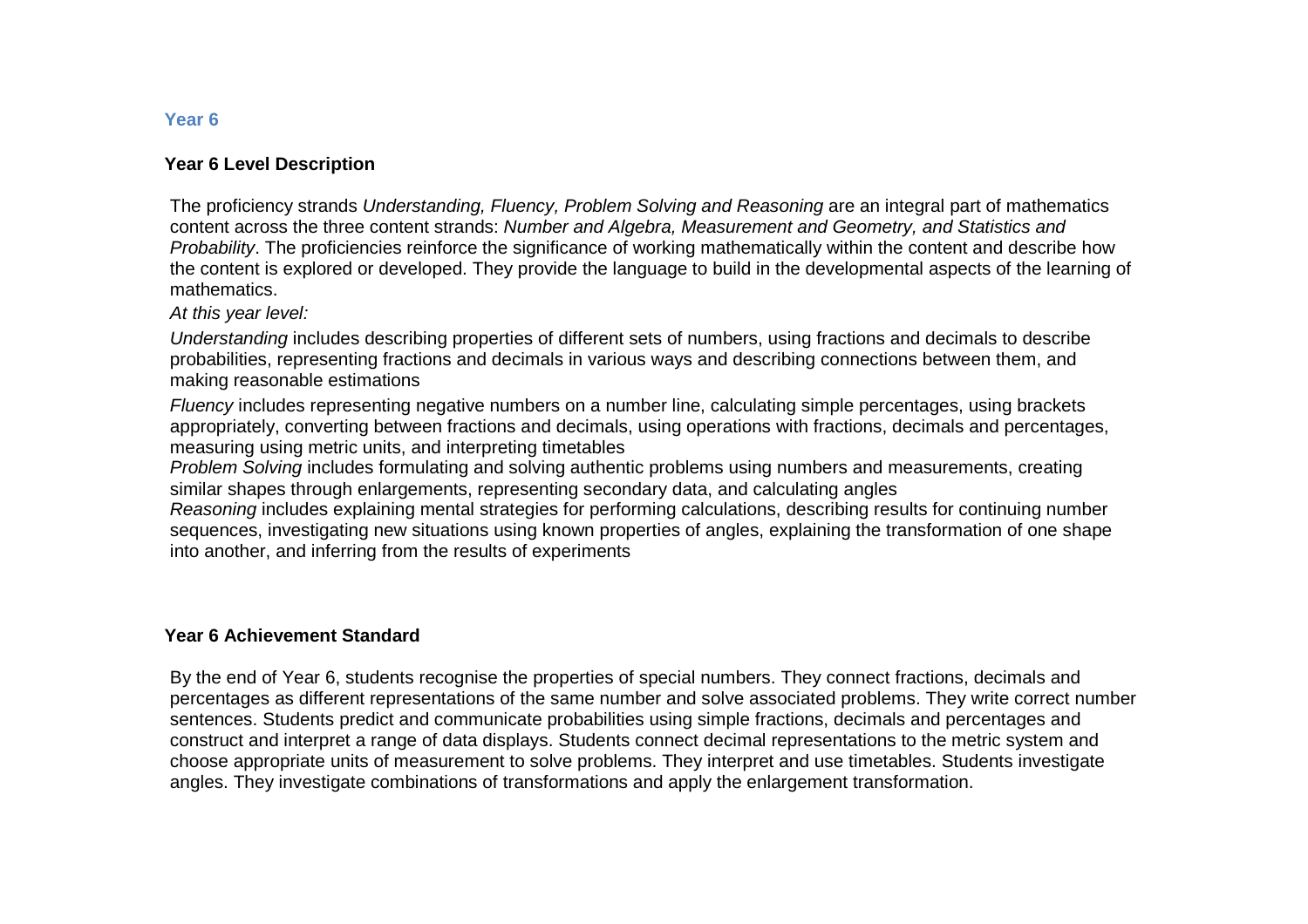## Year 6

### Year 6 Level Description

The proficiency strands *Understanding, Fluency, Problem Solving and Reasoning* are an integral part of mathematics content across the three content strands: *Number and Algebra, Measurement and Geometry, and Statistics and Probability*. The proficiencies reinforce the significance of working mathematically within the content and describe how the content is explored or developed. They provide the language to build in the developmental aspects of the learning of mathematics.

*At this year level:*

*Understanding* includes describing properties of different sets of numbers, using fractions and decimals to describe probabilities, representing fractions and decimals in various ways and describing connections between them, and making reasonable estimations

*Fluency* includes representing negative numbers on a number line, calculating simple percentages, using brackets appropriately, converting between fractions and decimals, using operations with fractions, decimals and percentages, measuring using metric units, and interpreting timetables

*Problem Solving* includes formulating and solving authentic problems using numbers and measurements, creating similar shapes through enlargements, representing secondary data, and calculating angles

*Reasoning* includes explaining mental strategies for performing calculations, describing results for continuing number sequences, investigating new situations using known properties of angles, explaining the transformation of one shape into another, and inferring from the results of experiments

### Year 6 Achievement Standard

By the end of Year 6, students recognise the properties of special numbers. They connect fractions, decimals and percentages as different representations of the same number and solve associated problems. They write correct number sentences. Students predict and communicate probabilities using simple fractions, decimals and percentages and construct and interpret a range of data displays. Students connect decimal representations to the metric system and choose appropriate units of measurement to solve problems. They interpret and use timetables. Students investigate angles. They investigate combinations of transformations and apply the enlargement transformation.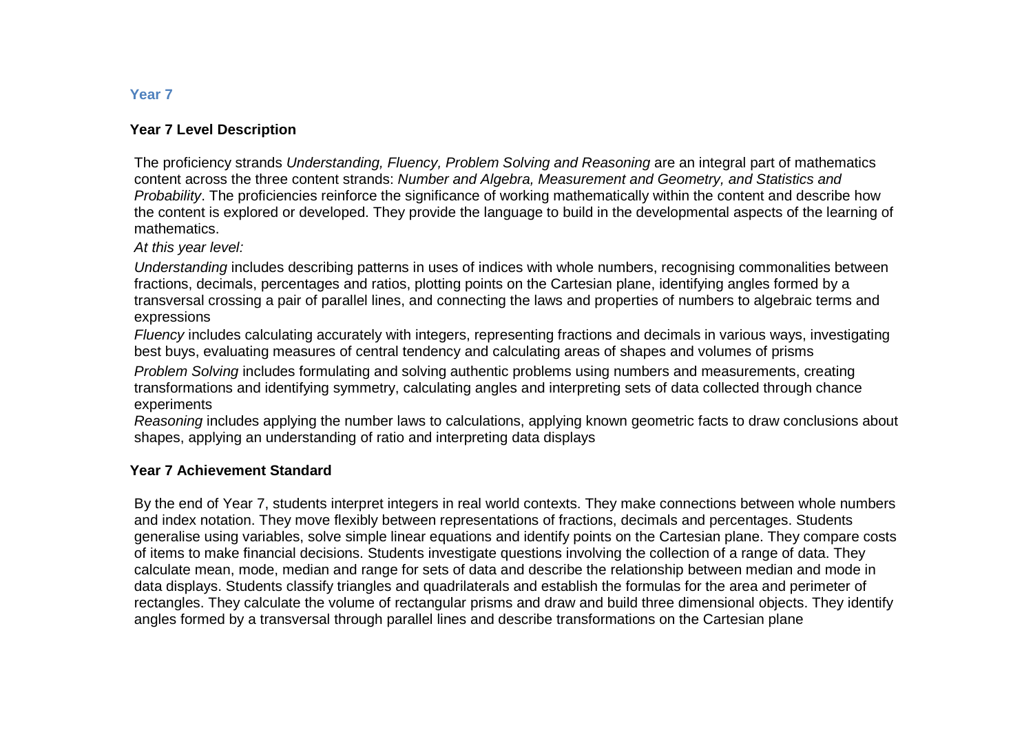## Year 7

### Year 7 Level Description

The proficiency strands *Understanding, Fluency, Problem Solving and Reasoning* are an integral part of mathematics content across the three content strands: *Number and Algebra, Measurement and Geometry, and Statistics and Probability*. The proficiencies reinforce the significance of working mathematically within the content and describe how the content is explored or developed. They provide the language to build in the developmental aspects of the learning of mathematics.

*At this year level:*

*Understanding* includes describing patterns in uses of indices with whole numbers, recognising commonalities between fractions, decimals, percentages and ratios, plotting points on the Cartesian plane, identifying angles formed by a transversal crossing a pair of parallel lines, and connecting the laws and properties of numbers to algebraic terms and expressions

*Fluency* includes calculating accurately with integers, representing fractions and decimals in various ways, investigating best buys, evaluating measures of central tendency and calculating areas of shapes and volumes of prisms

*Problem Solving* includes formulating and solving authentic problems using numbers and measurements, creating transformations and identifying symmetry, calculating angles and interpreting sets of data collected through chance experiments

*Reasoning* includes applying the number laws to calculations, applying known geometric facts to draw conclusions about shapes, applying an understanding of ratio and interpreting data displays

### Year 7 Achievement Standard

By the end of Year 7, students interpret integers in real world contexts. They make connections between whole numbers and index notation. They move flexibly between representations of fractions, decimals and percentages. Students generalise using variables, solve simple linear equations and identify points on the Cartesian plane. They compare costs of items to make financial decisions. Students investigate questions involving the collection of a range of data. They calculate mean, mode, median and range for sets of data and describe the relationship between median and mode in data displays. Students classify triangles and quadrilaterals and establish the formulas for the area and perimeter of rectangles. They calculate the volume of rectangular prisms and draw and build three dimensional objects. They identify angles formed by a transversal through parallel lines and describe transformations on the Cartesian plane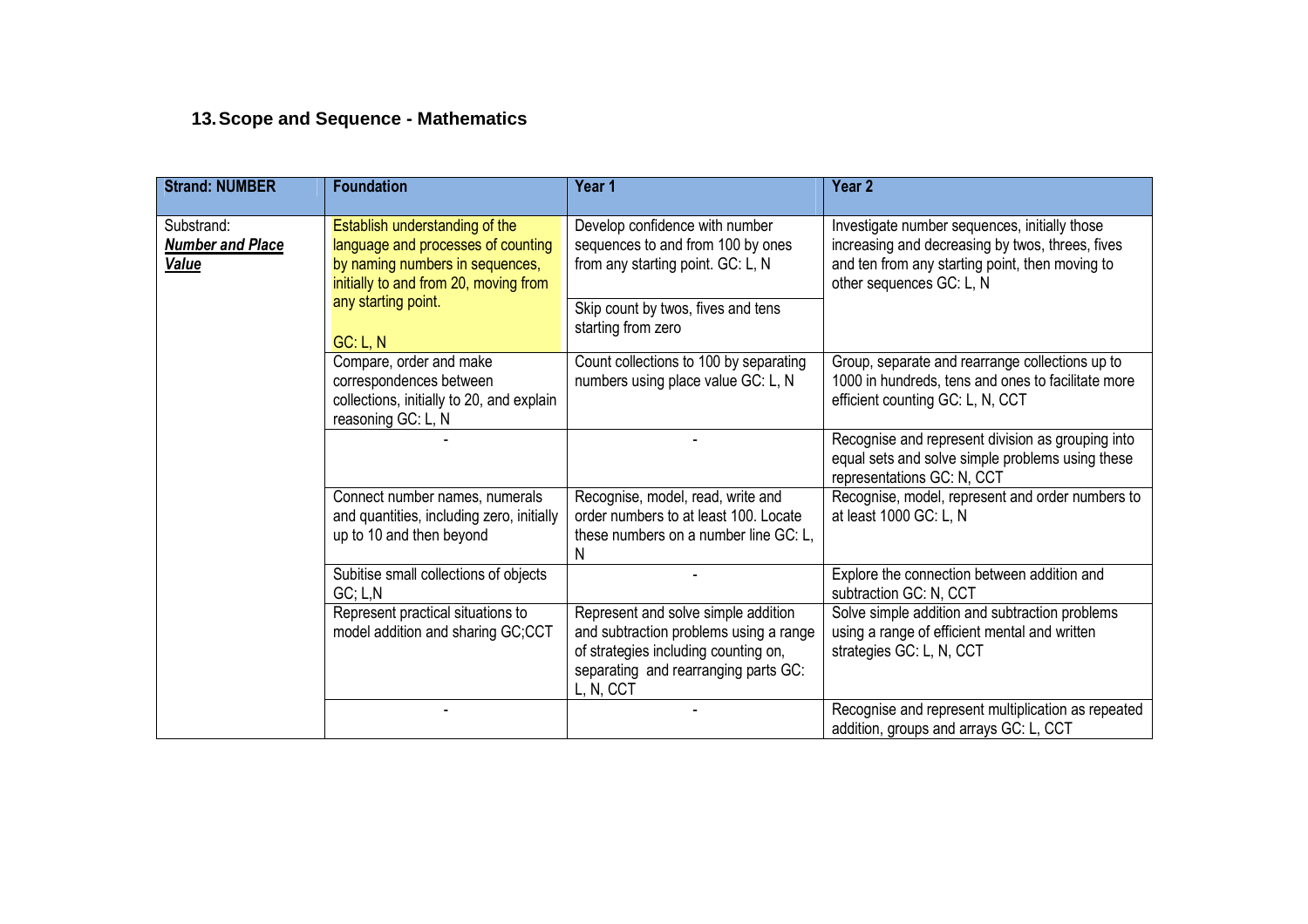## 13. Scope and Sequence - Mathematics

| **Strand: NUMBER** | **Foundation** | **Year 1** | **Year 2** |
|---|---|---|---|
| Substrand: ***Number and Place Value*** | Establish understanding of the language and processes of counting by naming numbers in sequences, initially to and from 20, moving from any starting point. GC: L, N | Develop confidence with number sequences to and from 100 by ones from any starting point. GC: L, N | Investigate number sequences, initially those increasing and decreasing by twos, threes, fives and ten from any starting point, then moving to other sequences GC: L, N |
| | | Skip count by twos, fives and tens starting from zero | |
| | Compare, order and make correspondences between collections, initially to 20, and explain reasoning GC: L, N | Count collections to 100 by separating numbers using place value GC: L, N | Group, separate and rearrange collections up to 1000 in hundreds, tens and ones to facilitate more efficient counting GC: L, N, CCT |
| | - | - | Recognise and represent division as grouping into equal sets and solve simple problems using these representations GC: N, CCT |
| | Connect number names, numerals and quantities, including zero, initially up to 10 and then beyond | Recognise, model, read, write and order numbers to at least 100. Locate these numbers on a number line GC: L, N | Recognise, model, represent and order numbers to at least 1000 GC: L, N |
| | Subitise small collections of objects GC; L,N | - | Explore the connection between addition and subtraction GC: N, CCT |
| | Represent practical situations to model addition and sharing GC;CCT | Represent and solve simple addition and subtraction problems using a range of strategies including counting on, separating and rearranging parts GC: L, N, CCT | Solve simple addition and subtraction problems using a range of efficient mental and written strategies GC: L, N, CCT |
| | - | - | Recognise and represent multiplication as repeated addition, groups and arrays GC: L, CCT |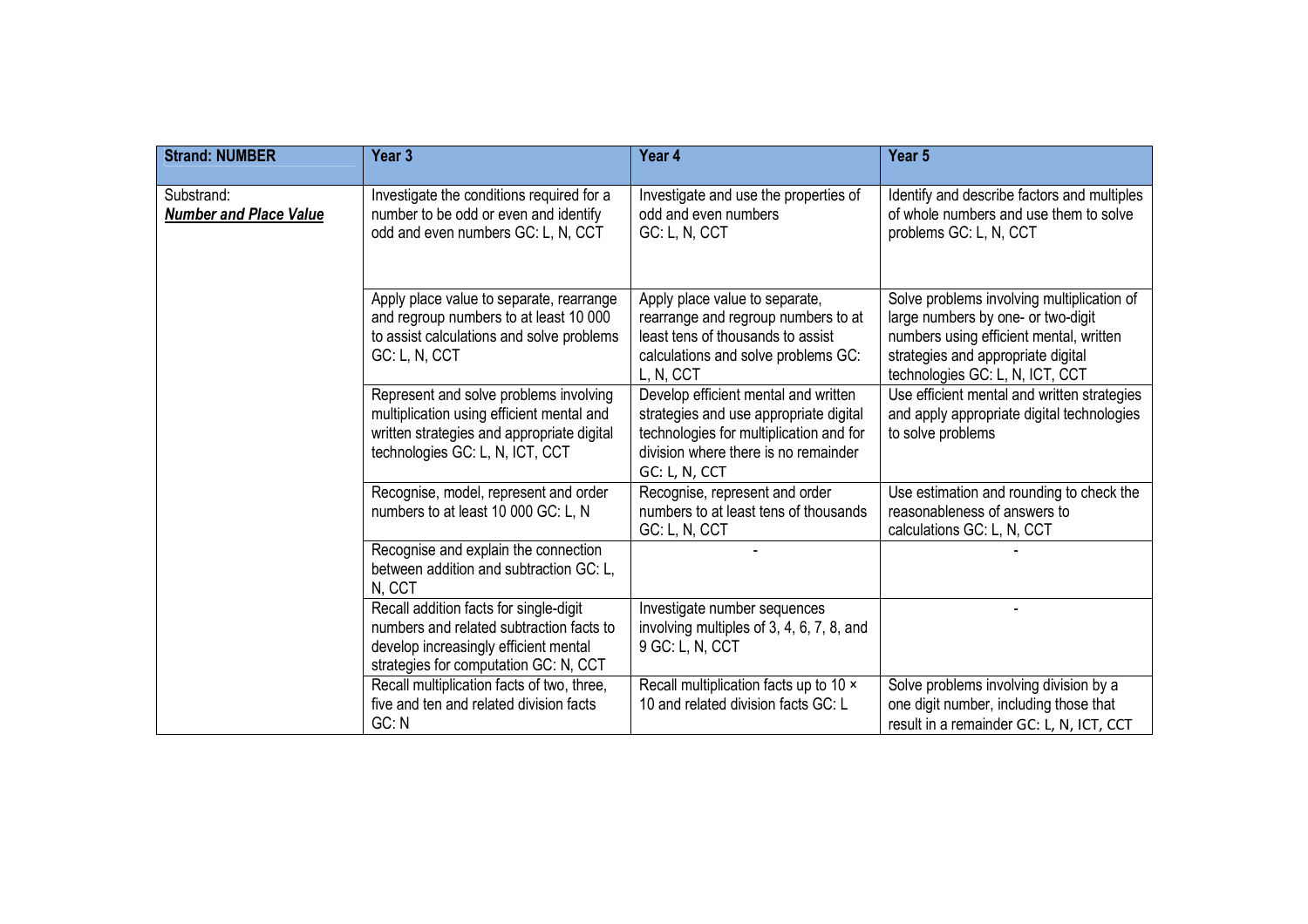| **Strand: NUMBER** | **Year 3** | **Year 4** | **Year 5** |
|---|---|---|---|
| Substrand: ***Number and Place Value*** | Investigate the conditions required for a number to be odd or even and identify odd and even numbers GC: L, N, CCT | Investigate and use the properties of odd and even numbers GC: L, N, CCT | Identify and describe factors and multiples of whole numbers and use them to solve problems GC: L, N, CCT |
| | Apply place value to separate, rearrange and regroup numbers to at least 10 000 to assist calculations and solve problems GC: L, N, CCT | Apply place value to separate, rearrange and regroup numbers to at least tens of thousands to assist calculations and solve problems GC: L, N, CCT | Solve problems involving multiplication of large numbers by one- or two-digit numbers using efficient mental, written strategies and appropriate digital technologies GC: L, N, ICT, CCT |
| | Represent and solve problems involving multiplication using efficient mental and written strategies and appropriate digital technologies GC: L, N, ICT, CCT | Develop efficient mental and written strategies and use appropriate digital technologies for multiplication and for division where there is no remainder GC: L, N, CCT | Use efficient mental and written strategies and apply appropriate digital technologies to solve problems |
| | Recognise, model, represent and order numbers to at least 10 000 GC: L, N | Recognise, represent and order numbers to at least tens of thousands GC: L, N, CCT | Use estimation and rounding to check the reasonableness of answers to calculations GC: L, N, CCT |
| | Recognise and explain the connection between addition and subtraction GC: L, N, CCT | - | - |
| | Recall addition facts for single-digit numbers and related subtraction facts to develop increasingly efficient mental strategies for computation GC: N, CCT | Investigate number sequences involving multiples of 3, 4, 6, 7, 8, and 9 GC: L, N, CCT | - |
| | Recall multiplication facts of two, three, five and ten and related division facts GC: N | Recall multiplication facts up to 10 × 10 and related division facts GC: L | Solve problems involving division by a one digit number, including those that result in a remainder GC: L, N, ICT, CCT |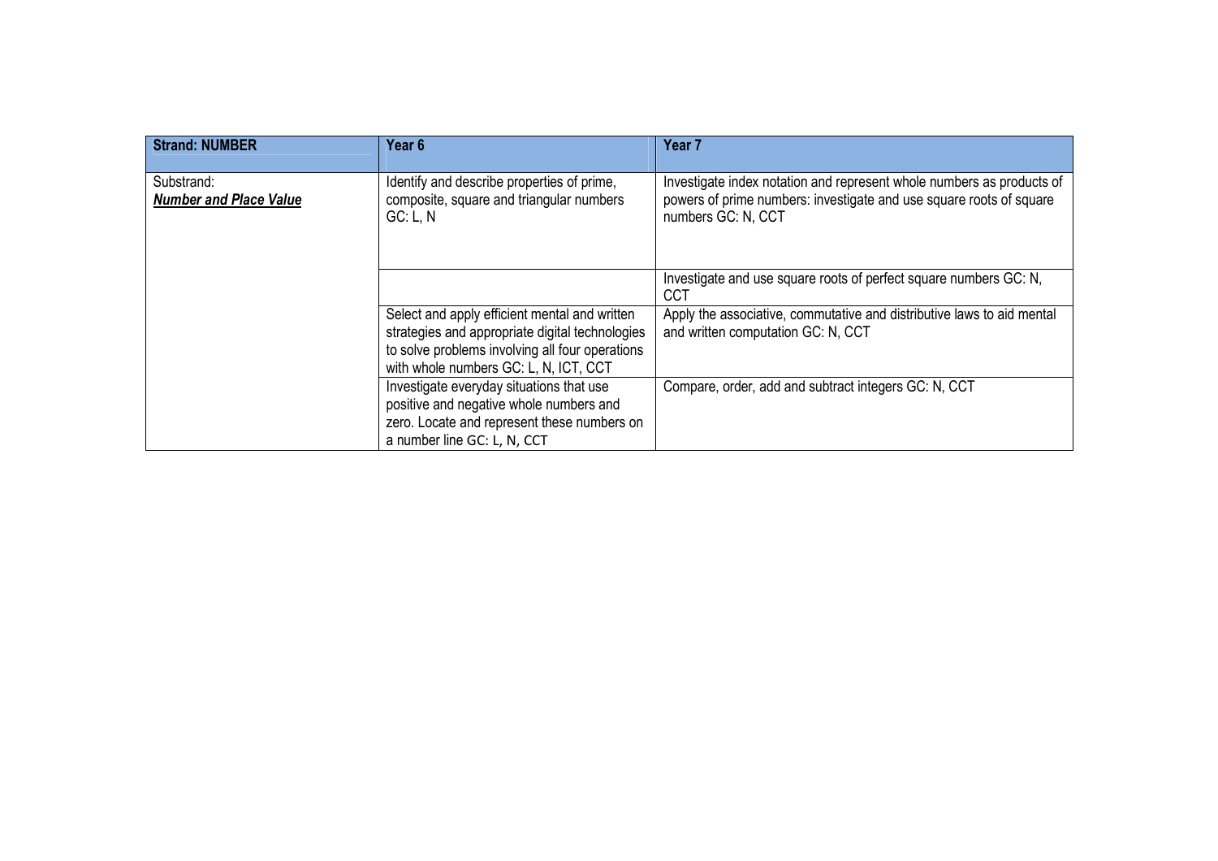| **Strand: NUMBER** | **Year 6** | **Year 7** |
| --- | --- | --- |
| Substrand: ***Number and Place Value*** | Identify and describe properties of prime, composite, square and triangular numbers GC: L, N | Investigate index notation and represent whole numbers as products of powers of prime numbers: investigate and use square roots of square numbers GC: N, CCT |
| | | Investigate and use square roots of perfect square numbers GC: N, CCT |
| | Select and apply efficient mental and written strategies and appropriate digital technologies to solve problems involving all four operations with whole numbers GC: L, N, ICT, CCT | Apply the associative, commutative and distributive laws to aid mental and written computation GC: N, CCT |
| | Investigate everyday situations that use positive and negative whole numbers and zero. Locate and represent these numbers on a number line GC: L, N, CCT | Compare, order, add and subtract integers GC: N, CCT |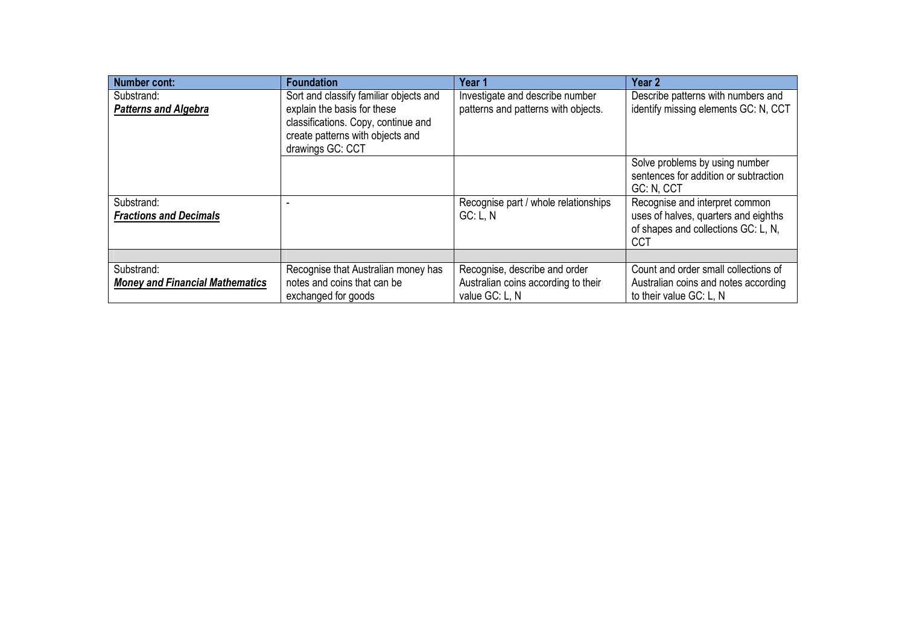| Number cont: | Foundation | Year 1 | Year 2 |
|---|---|---|---|
| Substrand: ***Patterns and Algebra*** | Sort and classify familiar objects and explain the basis for these classifications. Copy, continue and create patterns with objects and drawings GC: CCT | Investigate and describe number patterns and patterns with objects. | Describe patterns with numbers and identify missing elements GC: N, CCT |
| | | | Solve problems by using number sentences for addition or subtraction GC: N, CCT |
| Substrand: ***Fractions and Decimals*** | - | Recognise part / whole relationships GC: L, N | Recognise and interpret common uses of halves, quarters and eighths of shapes and collections GC: L, N, CCT |
| | | | |
| Substrand: ***Money and Financial Mathematics*** | Recognise that Australian money has notes and coins that can be exchanged for goods | Recognise, describe and order Australian coins according to their value GC: L, N | Count and order small collections of Australian coins and notes according to their value GC: L, N |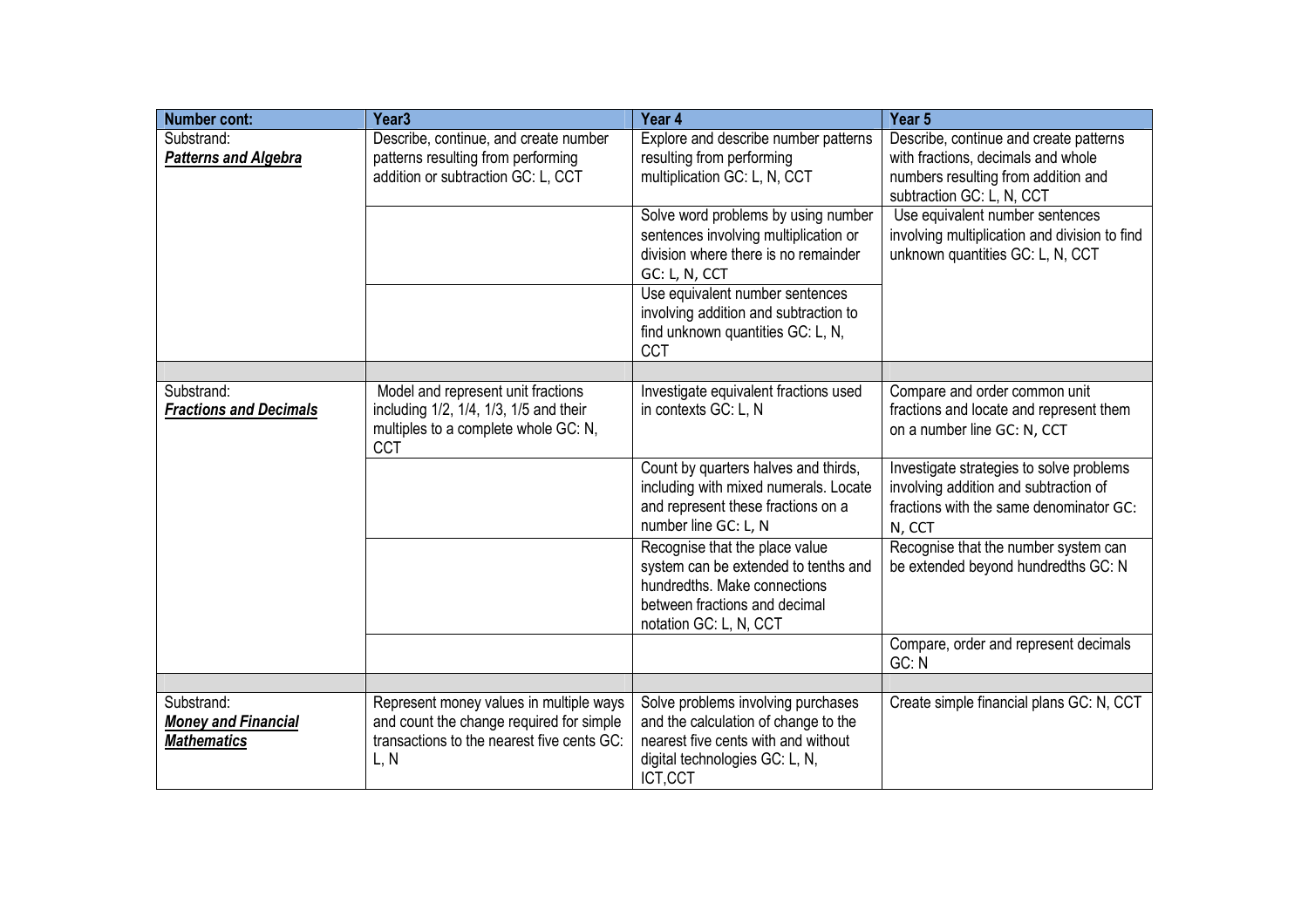| Number cont: | Year3 | Year 4 | Year 5 |
| --- | --- | --- | --- |
| Substrand: ***Patterns and Algebra*** | Describe, continue, and create number patterns resulting from performing addition or subtraction GC: L, CCT | Explore and describe number patterns resulting from performing multiplication GC: L, N, CCT | Describe, continue and create patterns with fractions, decimals and whole numbers resulting from addition and subtraction GC: L, N, CCT |
| | | Solve word problems by using number sentences involving multiplication or division where there is no remainder GC: L, N, CCT | Use equivalent number sentences involving multiplication and division to find unknown quantities GC: L, N, CCT |
| | | Use equivalent number sentences involving addition and subtraction to find unknown quantities GC: L, N, CCT | |
| | | | |
| Substrand: ***Fractions and Decimals*** | Model and represent unit fractions including 1/2, 1/4, 1/3, 1/5 and their multiples to a complete whole GC: N, CCT | Investigate equivalent fractions used in contexts GC: L, N | Compare and order common unit fractions and locate and represent them on a number line GC: N, CCT |
| | | Count by quarters halves and thirds, including with mixed numerals. Locate and represent these fractions on a number line GC: L, N | Investigate strategies to solve problems involving addition and subtraction of fractions with the same denominator GC: N, CCT |
| | | Recognise that the place value system can be extended to tenths and hundredths. Make connections between fractions and decimal notation GC: L, N, CCT | Recognise that the number system can be extended beyond hundredths GC: N |
| | | | Compare, order and represent decimals GC: N |
| | | | |
| Substrand: ***Money and Financial Mathematics*** | Represent money values in multiple ways and count the change required for simple transactions to the nearest five cents GC: L, N | Solve problems involving purchases and the calculation of change to the nearest five cents with and without digital technologies GC: L, N, ICT,CCT | Create simple financial plans GC: N, CCT |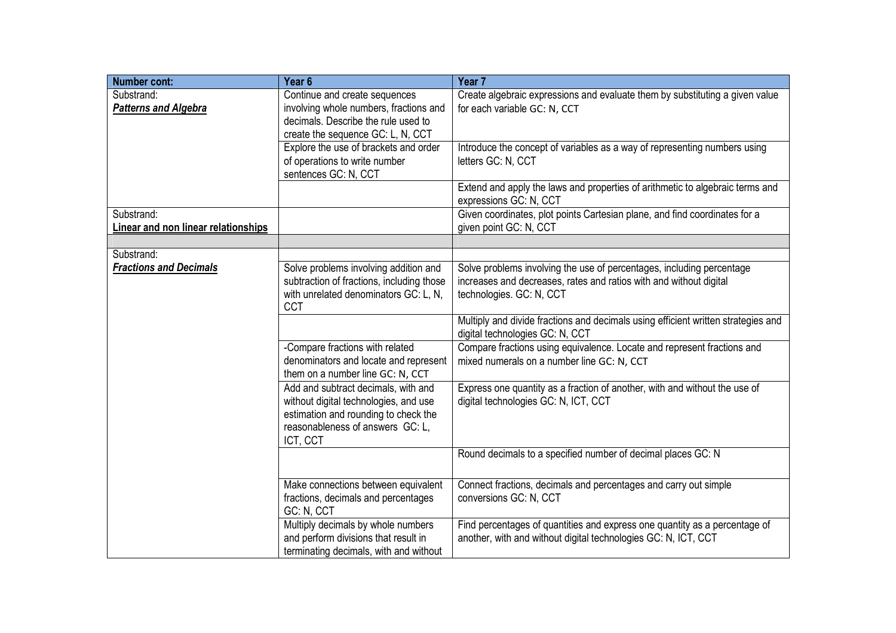| **Number cont:** | **Year 6** | **Year 7** |
|---|---|---|
| Substrand:<br>***Patterns and Algebra*** | Continue and create sequences involving whole numbers, fractions and decimals. Describe the rule used to create the sequence GC: L, N, CCT | Create algebraic expressions and evaluate them by substituting a given value for each variable GC: N, CCT |
| | Explore the use of brackets and order of operations to write number sentences GC: N, CCT | Introduce the concept of variables as a way of representing numbers using letters GC: N, CCT |
| | | Extend and apply the laws and properties of arithmetic to algebraic terms and expressions GC: N, CCT |
| Substrand:<br>**Linear and non linear relationships** | | Given coordinates, plot points Cartesian plane, and find coordinates for a given point GC: N, CCT |
| | | |
| Substrand:<br>***Fractions and Decimals*** | | |
| | Solve problems involving addition and subtraction of fractions, including those with unrelated denominators GC: L, N, CCT | Solve problems involving the use of percentages, including percentage increases and decreases, rates and ratios with and without digital technologies. GC: N, CCT |
| | | Multiply and divide fractions and decimals using efficient written strategies and digital technologies GC: N, CCT |
| | -Compare fractions with related denominators and locate and represent them on a number line GC: N, CCT | Compare fractions using equivalence. Locate and represent fractions and mixed numerals on a number line GC: N, CCT |
| | Add and subtract decimals, with and without digital technologies, and use estimation and rounding to check the reasonableness of answers GC: L, ICT, CCT | Express one quantity as a fraction of another, with and without the use of digital technologies GC: N, ICT, CCT |
| | | Round decimals to a specified number of decimal places GC: N |
| | Make connections between equivalent fractions, decimals and percentages GC: N, CCT | Connect fractions, decimals and percentages and carry out simple conversions GC: N, CCT |
| | Multiply decimals by whole numbers and perform divisions that result in terminating decimals, with and without | Find percentages of quantities and express one quantity as a percentage of another, with and without digital technologies GC: N, ICT, CCT |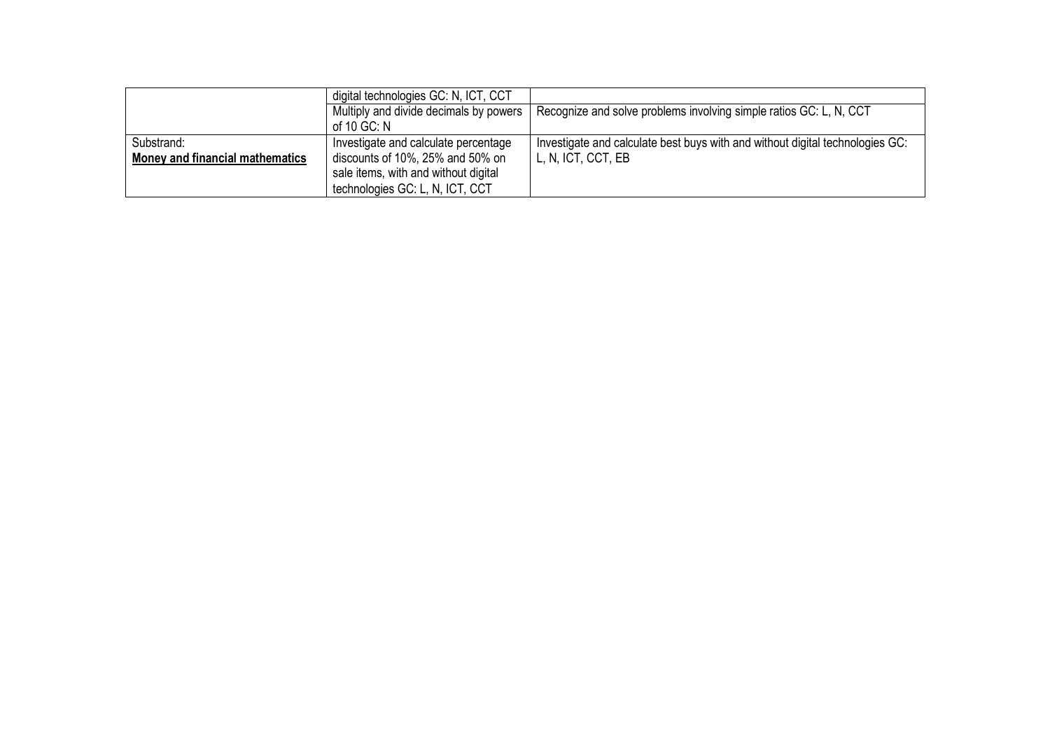| | | |
|---|---|---|
| | digital technologies GC: N, ICT, CCT | |
| | Multiply and divide decimals by powers of 10 GC: N | Recognize and solve problems involving simple ratios GC: L, N, CCT |
| Substrand: **Money and financial mathematics** | Investigate and calculate percentage discounts of 10%, 25% and 50% on sale items, with and without digital technologies GC: L, N, ICT, CCT | Investigate and calculate best buys with and without digital technologies GC: L, N, ICT, CCT, EB |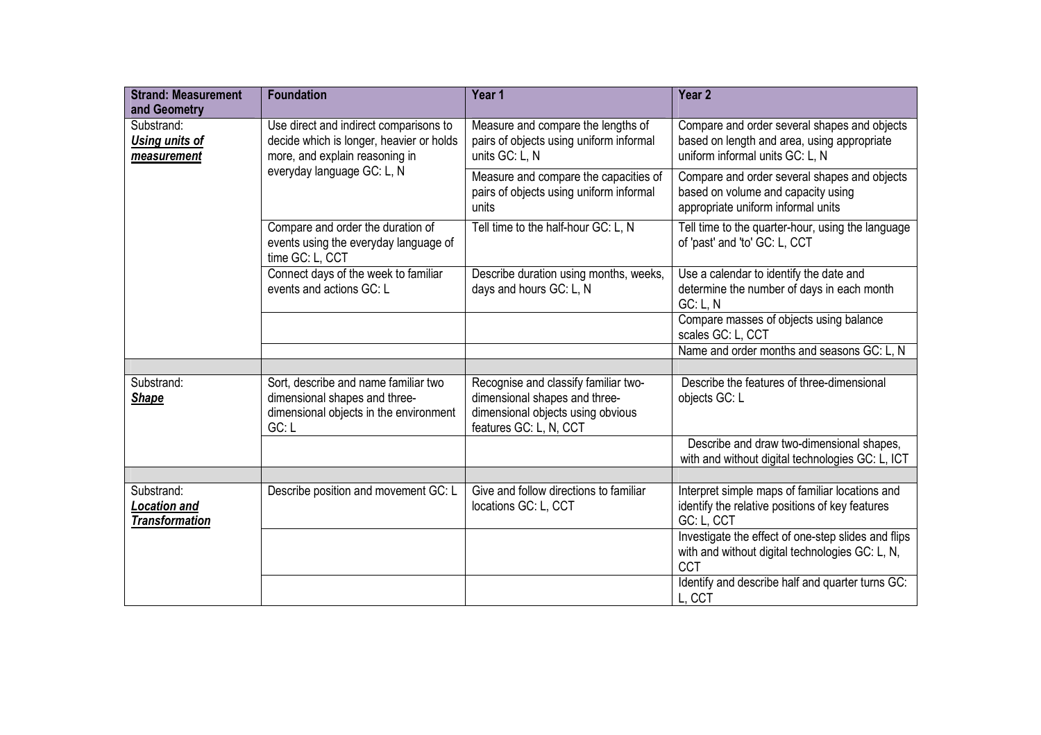| Strand: Measurement and Geometry | Foundation | Year 1 | Year 2 |
| --- | --- | --- | --- |
| Substrand: ***Using units of measurement*** | Use direct and indirect comparisons to decide which is longer, heavier or holds more, and explain reasoning in everyday language GC: L, N | Measure and compare the lengths of pairs of objects using uniform informal units GC: L, N | Compare and order several shapes and objects based on length and area, using appropriate uniform informal units GC: L, N |
| | | Measure and compare the capacities of pairs of objects using uniform informal units | Compare and order several shapes and objects based on volume and capacity using appropriate uniform informal units |
| | Compare and order the duration of events using the everyday language of time GC: L, CCT | Tell time to the half-hour GC: L, N | Tell time to the quarter-hour, using the language of 'past' and 'to' GC: L, CCT |
| | Connect days of the week to familiar events and actions GC: L | Describe duration using months, weeks, days and hours GC: L, N | Use a calendar to identify the date and determine the number of days in each month GC: L, N |
| | | | Compare masses of objects using balance scales GC: L, CCT |
| | | | Name and order months and seasons GC: L, N |
| | | | |
| Substrand: ***Shape*** | Sort, describe and name familiar two dimensional shapes and three-dimensional objects in the environment GC: L | Recognise and classify familiar two-dimensional shapes and three-dimensional objects using obvious features GC: L, N, CCT | Describe the features of three-dimensional objects GC: L |
| | | | Describe and draw two-dimensional shapes, with and without digital technologies GC: L, ICT |
| | | | |
| Substrand: ***Location and Transformation*** | Describe position and movement GC: L | Give and follow directions to familiar locations GC: L, CCT | Interpret simple maps of familiar locations and identify the relative positions of key features GC: L, CCT |
| | | | Investigate the effect of one-step slides and flips with and without digital technologies GC: L, N, CCT |
| | | | Identify and describe half and quarter turns GC: L, CCT |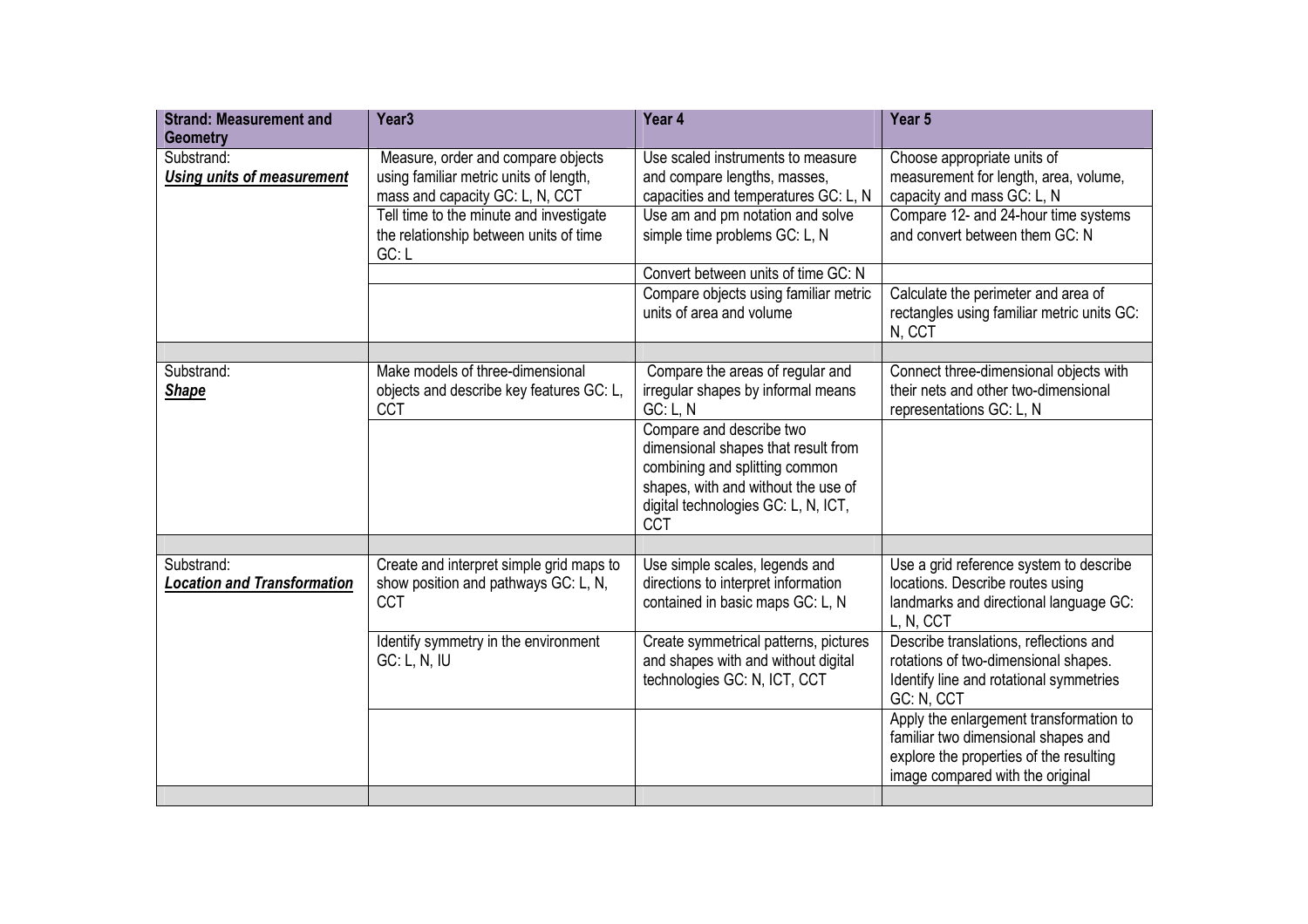| **Strand: Measurement and Geometry** | **Year3** | **Year 4** | **Year 5** |
|---|---|---|---|
| Substrand: ***Using units of measurement*** | Measure, order and compare objects using familiar metric units of length, mass and capacity GC: L, N, CCT | Use scaled instruments to measure and compare lengths, masses, capacities and temperatures GC: L, N | Choose appropriate units of measurement for length, area, volume, capacity and mass GC: L, N |
| | Tell time to the minute and investigate the relationship between units of time GC: L | Use am and pm notation and solve simple time problems GC: L, N | Compare 12- and 24-hour time systems and convert between them GC: N |
| | | Convert between units of time GC: N | |
| | | Compare objects using familiar metric units of area and volume | Calculate the perimeter and area of rectangles using familiar metric units GC: N, CCT |
| | | | |
| Substrand: ***Shape*** | Make models of three-dimensional objects and describe key features GC: L, CCT | Compare the areas of regular and irregular shapes by informal means GC: L, N | Connect three-dimensional objects with their nets and other two-dimensional representations GC: L, N |
| | | Compare and describe two dimensional shapes that result from combining and splitting common shapes, with and without the use of digital technologies GC: L, N, ICT, CCT | |
| | | | |
| Substrand: ***Location and Transformation*** | Create and interpret simple grid maps to show position and pathways GC: L, N, CCT | Use simple scales, legends and directions to interpret information contained in basic maps GC: L, N | Use a grid reference system to describe locations. Describe routes using landmarks and directional language GC: L, N, CCT |
| | Identify symmetry in the environment GC: L, N, IU | Create symmetrical patterns, pictures and shapes with and without digital technologies GC: N, ICT, CCT | Describe translations, reflections and rotations of two-dimensional shapes. Identify line and rotational symmetries GC: N, CCT |
| | | | Apply the enlargement transformation to familiar two dimensional shapes and explore the properties of the resulting image compared with the original |
| | | | |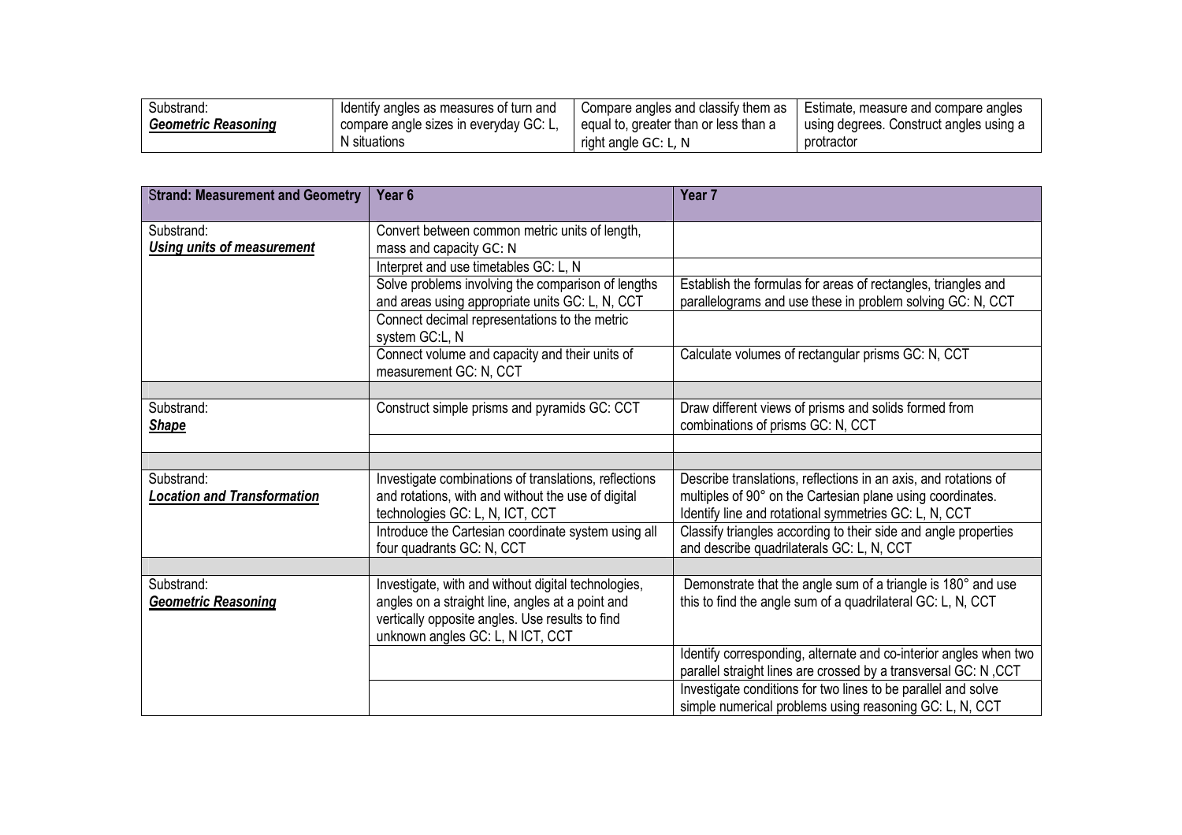| | | | |
|---|---|---|---|
| Substrand: ***Geometric Reasoning*** | Identify angles as measures of turn and compare angle sizes in everyday GC: L, N situations | Compare angles and classify them as equal to, greater than or less than a right angle GC: L, N | Estimate, measure and compare angles using degrees. Construct angles using a protractor |

| **Strand: Measurement and Geometry** | **Year 6** | **Year 7** |
|---|---|---|
| Substrand: ***Using units of measurement*** | Convert between common metric units of length, mass and capacity GC: N | |
| | Interpret and use timetables GC: L, N | |
| | Solve problems involving the comparison of lengths and areas using appropriate units GC: L, N, CCT | Establish the formulas for areas of rectangles, triangles and parallelograms and use these in problem solving GC: N, CCT |
| | Connect decimal representations to the metric system GC:L, N | |
| | Connect volume and capacity and their units of measurement GC: N, CCT | Calculate volumes of rectangular prisms GC: N, CCT |
| | | |
| Substrand: ***Shape*** | Construct simple prisms and pyramids GC: CCT | Draw different views of prisms and solids formed from combinations of prisms GC: N, CCT |
| | | |
| | | |
| Substrand: ***Location and Transformation*** | Investigate combinations of translations, reflections and rotations, with and without the use of digital technologies GC: L, N, ICT, CCT | Describe translations, reflections in an axis, and rotations of multiples of 90° on the Cartesian plane using coordinates. Identify line and rotational symmetries GC: L, N, CCT |
| | Introduce the Cartesian coordinate system using all four quadrants GC: N, CCT | Classify triangles according to their side and angle properties and describe quadrilaterals GC: L, N, CCT |
| | | |
| Substrand: ***Geometric Reasoning*** | Investigate, with and without digital technologies, angles on a straight line, angles at a point and vertically opposite angles. Use results to find unknown angles GC: L, N ICT, CCT | Demonstrate that the angle sum of a triangle is 180° and use this to find the angle sum of a quadrilateral GC: L, N, CCT |
| | | Identify corresponding, alternate and co-interior angles when two parallel straight lines are crossed by a transversal GC: N ,CCT |
| | | Investigate conditions for two lines to be parallel and solve simple numerical problems using reasoning GC: L, N, CCT |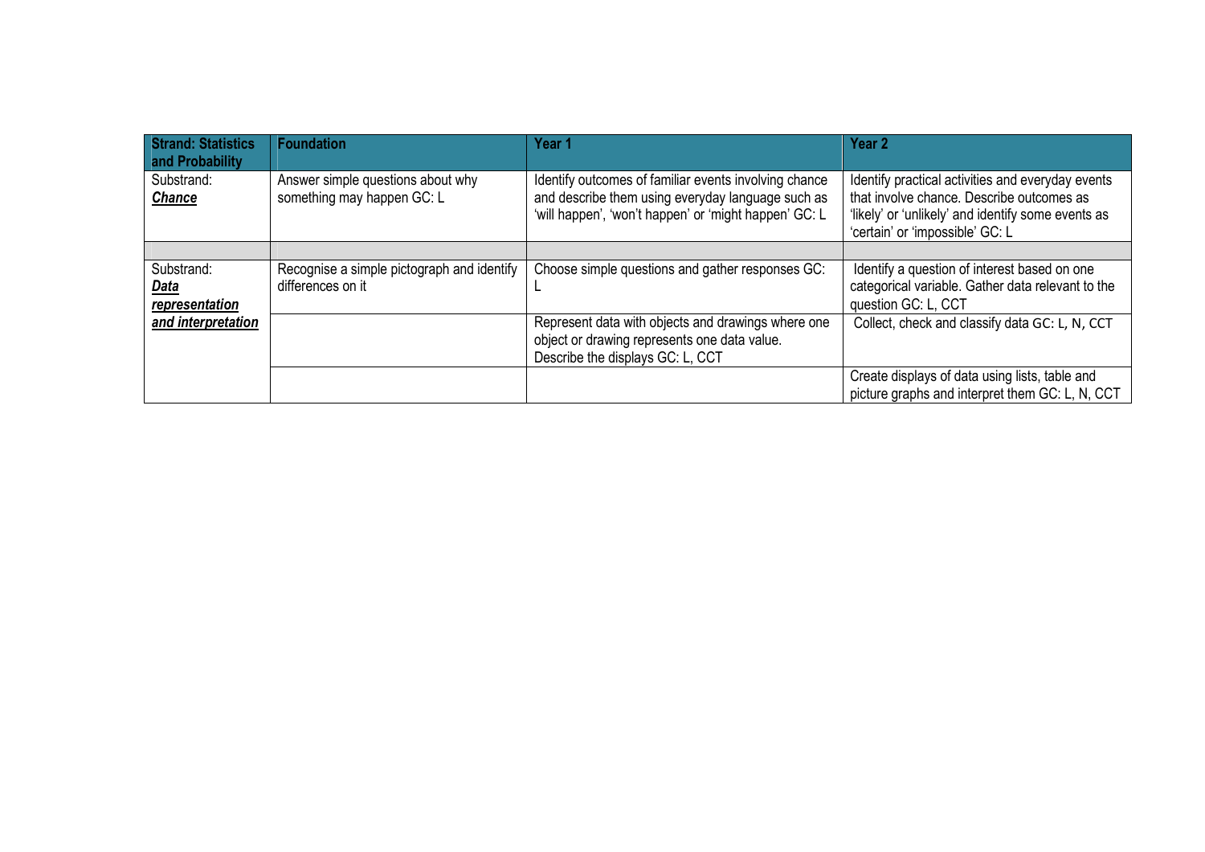| **Strand: Statistics and Probability** | **Foundation** | **Year 1** | **Year 2** |
|---|---|---|---|
| Substrand: ***Chance*** | Answer simple questions about why something may happen GC: L | Identify outcomes of familiar events involving chance and describe them using everyday language such as 'will happen', 'won't happen' or 'might happen' GC: L | Identify practical activities and everyday events that involve chance. Describe outcomes as 'likely' or 'unlikely' and identify some events as 'certain' or 'impossible' GC: L |
| | | | |
| Substrand: ***Data representation and interpretation*** | Recognise a simple pictograph and identify differences on it | Choose simple questions and gather responses GC: L | Identify a question of interest based on one categorical variable. Gather data relevant to the question GC: L, CCT |
| | | Represent data with objects and drawings where one object or drawing represents one data value. Describe the displays GC: L, CCT | Collect, check and classify data GC: L, N, CCT |
| | | | Create displays of data using lists, table and picture graphs and interpret them GC: L, N, CCT |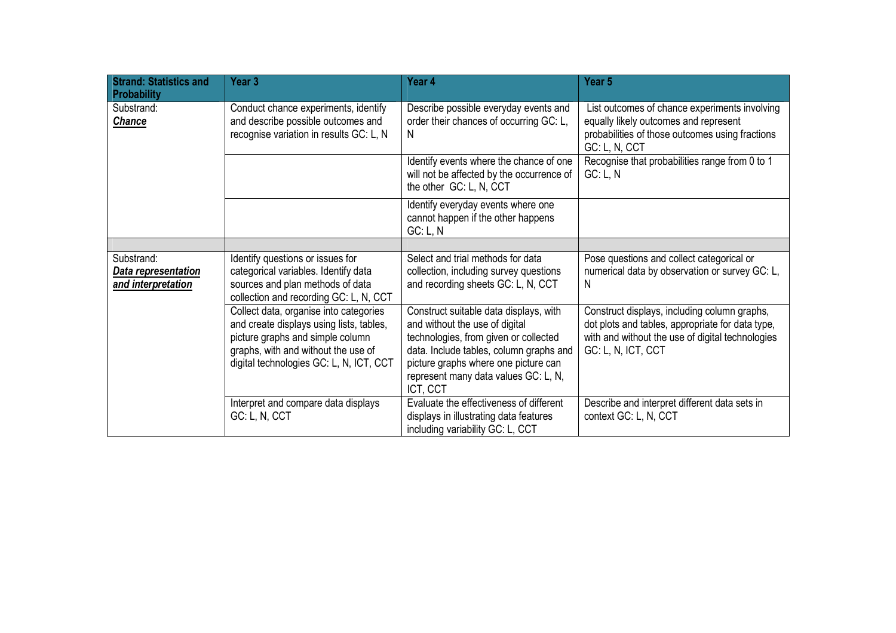| **Strand: Statistics and Probability** | **Year 3** | **Year 4** | **Year 5** |
| --- | --- | --- | --- |
| Substrand: ***Chance*** | Conduct chance experiments, identify and describe possible outcomes and recognise variation in results GC: L, N | Describe possible everyday events and order their chances of occurring GC: L, N | List outcomes of chance experiments involving equally likely outcomes and represent probabilities of those outcomes using fractions GC: L, N, CCT |
| | | Identify events where the chance of one will not be affected by the occurrence of the other GC: L, N, CCT | Recognise that probabilities range from 0 to 1 GC: L, N |
| | | Identify everyday events where one cannot happen if the other happens GC: L, N | |
| | | | |
| Substrand: ***Data representation and interpretation*** | Identify questions or issues for categorical variables. Identify data sources and plan methods of data collection and recording GC: L, N, CCT | Select and trial methods for data collection, including survey questions and recording sheets GC: L, N, CCT | Pose questions and collect categorical or numerical data by observation or survey GC: L, N |
| | Collect data, organise into categories and create displays using lists, tables, picture graphs and simple column graphs, with and without the use of digital technologies GC: L, N, ICT, CCT | Construct suitable data displays, with and without the use of digital technologies, from given or collected data. Include tables, column graphs and picture graphs where one picture can represent many data values GC: L, N, ICT, CCT | Construct displays, including column graphs, dot plots and tables, appropriate for data type, with and without the use of digital technologies GC: L, N, ICT, CCT |
| | Interpret and compare data displays GC: L, N, CCT | Evaluate the effectiveness of different displays in illustrating data features including variability GC: L, CCT | Describe and interpret different data sets in context GC: L, N, CCT |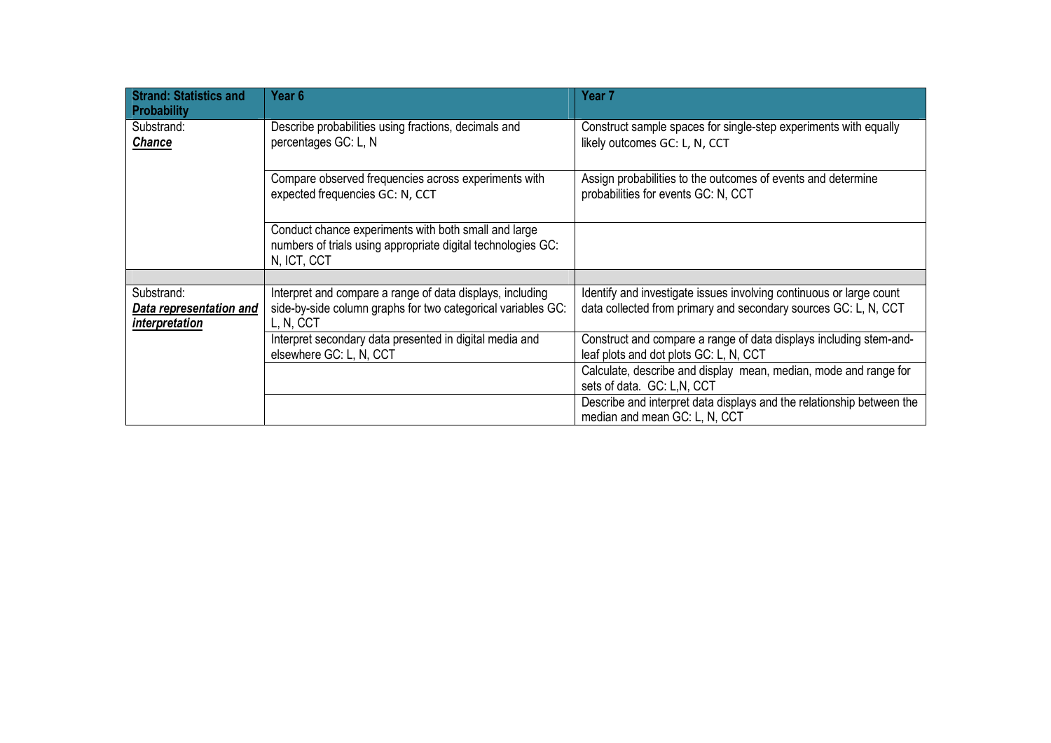| **Strand: Statistics and Probability** | **Year 6** | **Year 7** |
| --- | --- | --- |
| Substrand: ***Chance*** | Describe probabilities using fractions, decimals and percentages GC: L, N | Construct sample spaces for single-step experiments with equally likely outcomes GC: L, N, CCT |
| | Compare observed frequencies across experiments with expected frequencies GC: N, CCT | Assign probabilities to the outcomes of events and determine probabilities for events GC: N, CCT |
| | Conduct chance experiments with both small and large numbers of trials using appropriate digital technologies GC: N, ICT, CCT | |
| | | |
| Substrand: ***Data representation and interpretation*** | Interpret and compare a range of data displays, including side-by-side column graphs for two categorical variables GC: L, N, CCT | Identify and investigate issues involving continuous or large count data collected from primary and secondary sources GC: L, N, CCT |
| | Interpret secondary data presented in digital media and elsewhere GC: L, N, CCT | Construct and compare a range of data displays including stem-and-leaf plots and dot plots GC: L, N, CCT |
| | | Calculate, describe and display mean, median, mode and range for sets of data. GC: L,N, CCT |
| | | Describe and interpret data displays and the relationship between the median and mean GC: L, N, CCT |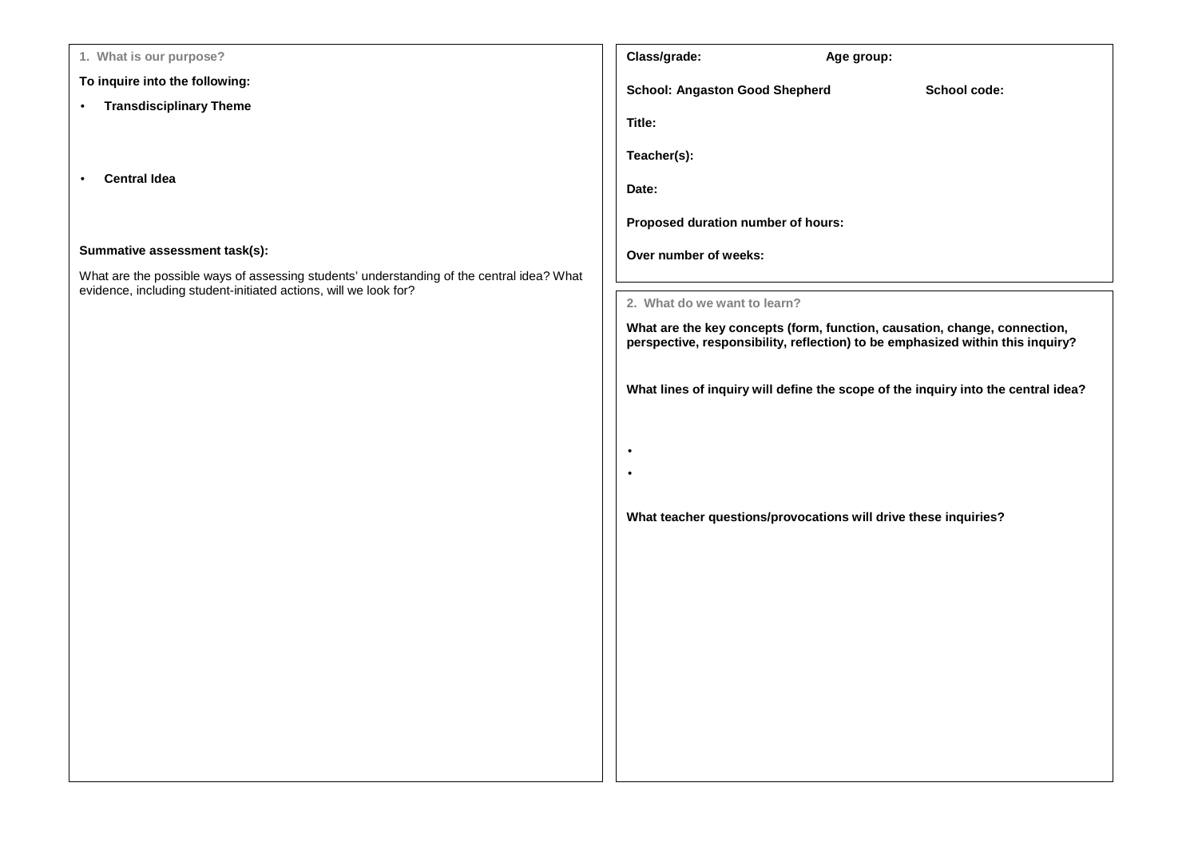## 1. What is our purpose?

**To inquire into the following:**

- **Transdisciplinary Theme**

- **Central Idea**

**Summative assessment task(s):**

What are the possible ways of assessing students' understanding of the central idea? What evidence, including student-initiated actions, will we look for?

**Class/grade:** **Age group:**

**School: Angaston Good Shepherd** **School code:**

**Title:**

**Teacher(s):**

**Date:**

**Proposed duration number of hours:**

**Over number of weeks:**

## 2. What do we want to learn?

**What are the key concepts (form, function, causation, change, connection, perspective, responsibility, reflection) to be emphasized within this inquiry?**

**What lines of inquiry will define the scope of the inquiry into the central idea?**

- 
- 

**What teacher questions/provocations will drive these inquiries?**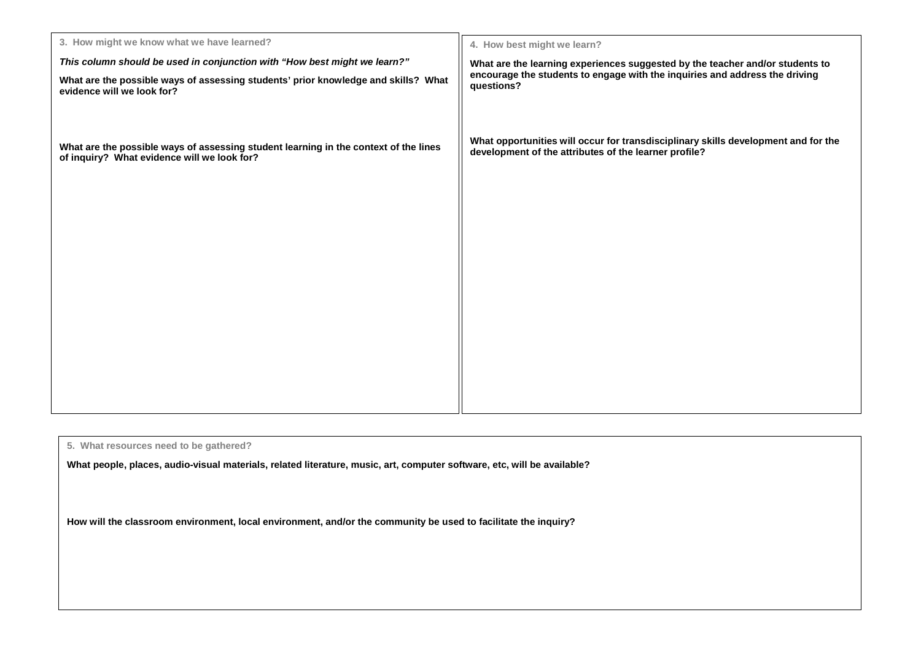### 3. How might we know what we have learned?

***This column should be used in conjunction with "How best might we learn?"***

**What are the possible ways of assessing students' prior knowledge and skills? What evidence will we look for?**

**What are the possible ways of assessing student learning in the context of the lines of inquiry? What evidence will we look for?**

### 4. How best might we learn?

**What are the learning experiences suggested by the teacher and/or students to encourage the students to engage with the inquiries and address the driving questions?**

**What opportunities will occur for transdisciplinary skills development and for the development of the attributes of the learner profile?**

### 5. What resources need to be gathered?

**What people, places, audio-visual materials, related literature, music, art, computer software, etc, will be available?**

**How will the classroom environment, local environment, and/or the community be used to facilitate the inquiry?**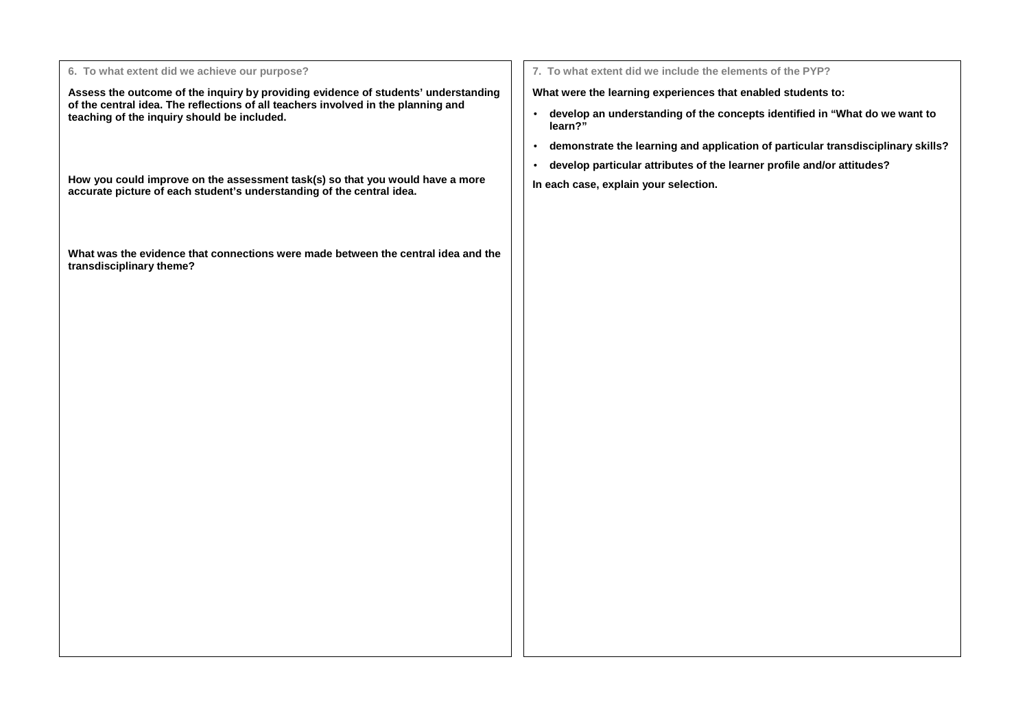## 6. To what extent did we achieve our purpose?

**Assess the outcome of the inquiry by providing evidence of students' understanding of the central idea. The reflections of all teachers involved in the planning and teaching of the inquiry should be included.**

**How you could improve on the assessment task(s) so that you would have a more accurate picture of each student's understanding of the central idea.**

**What was the evidence that connections were made between the central idea and the transdisciplinary theme?**

## 7. To what extent did we include the elements of the PYP?

**What were the learning experiences that enabled students to:**

- **develop an understanding of the concepts identified in "What do we want to learn?"**
- **demonstrate the learning and application of particular transdisciplinary skills?**
- **develop particular attributes of the learner profile and/or attitudes?**

**In each case, explain your selection.**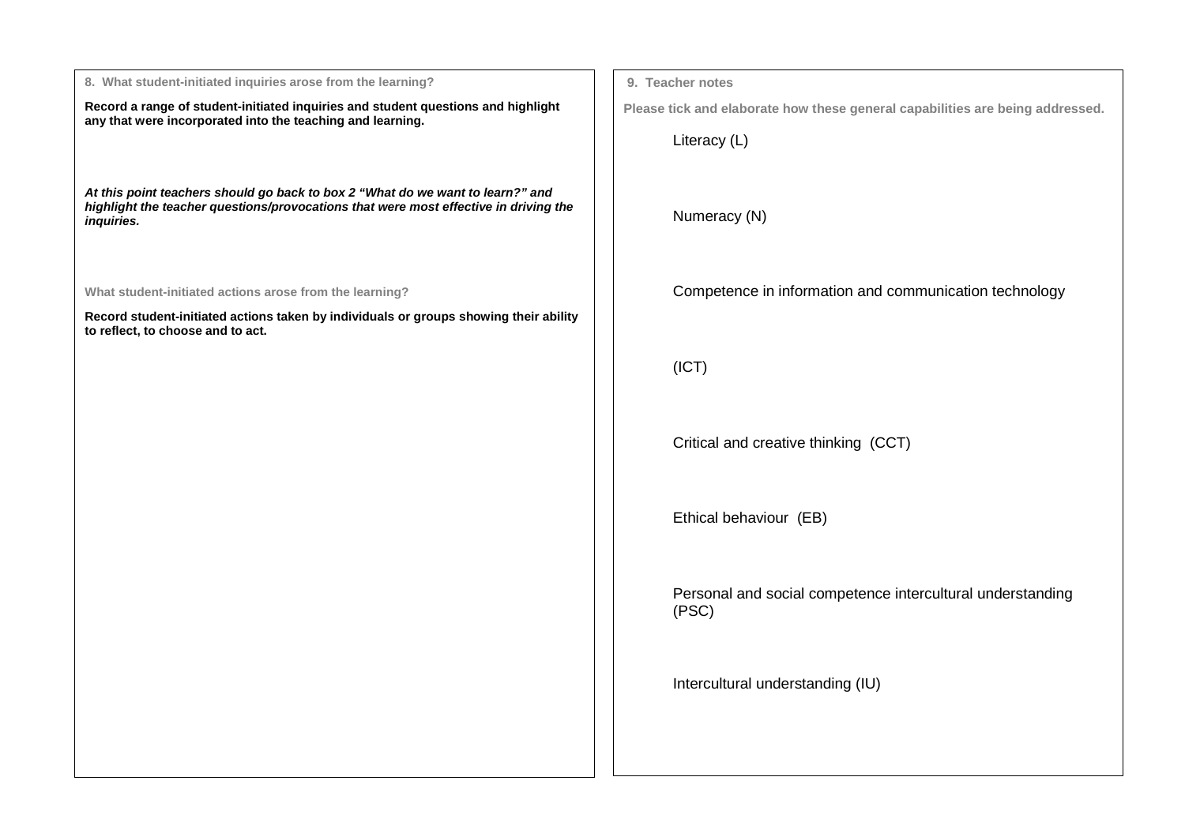**8. What student-initiated inquiries arose from the learning?**

**Record a range of student-initiated inquiries and student questions and highlight any that were incorporated into the teaching and learning.**

***At this point teachers should go back to box 2 "What do we want to learn?" and highlight the teacher questions/provocations that were most effective in driving the inquiries.***

**What student-initiated actions arose from the learning?**

**Record student-initiated actions taken by individuals or groups showing their ability to reflect, to choose and to act.**

**9. Teacher notes**

**Please tick and elaborate how these general capabilities are being addressed.**

Literacy (L)

Numeracy (N)

Competence in information and communication technology

(ICT)

Critical and creative thinking (CCT)

Ethical behaviour (EB)

Personal and social competence intercultural understanding (PSC)

Intercultural understanding (IU)